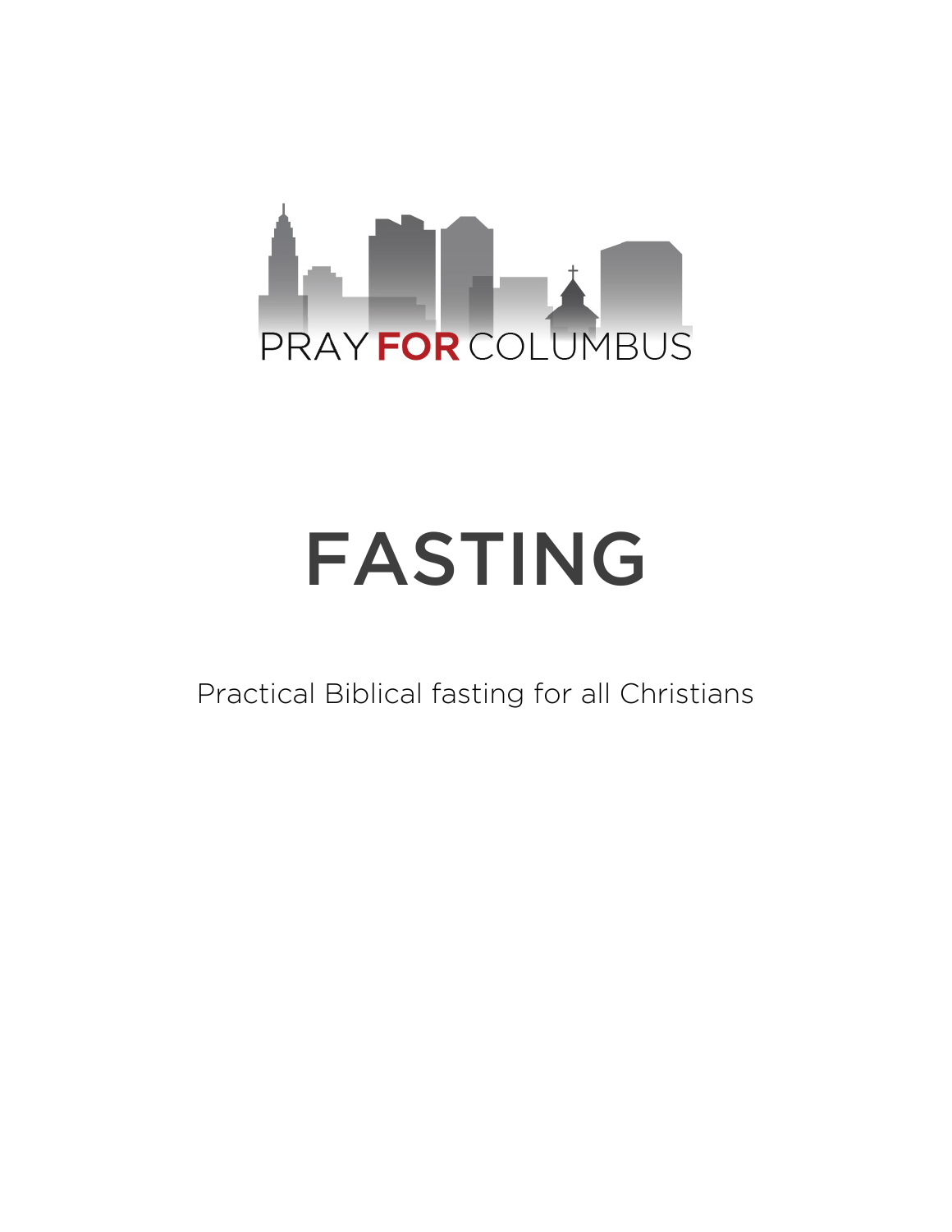PRAY FOR COLUMBUS

# FASTING

Practical Biblical fasting for all Christians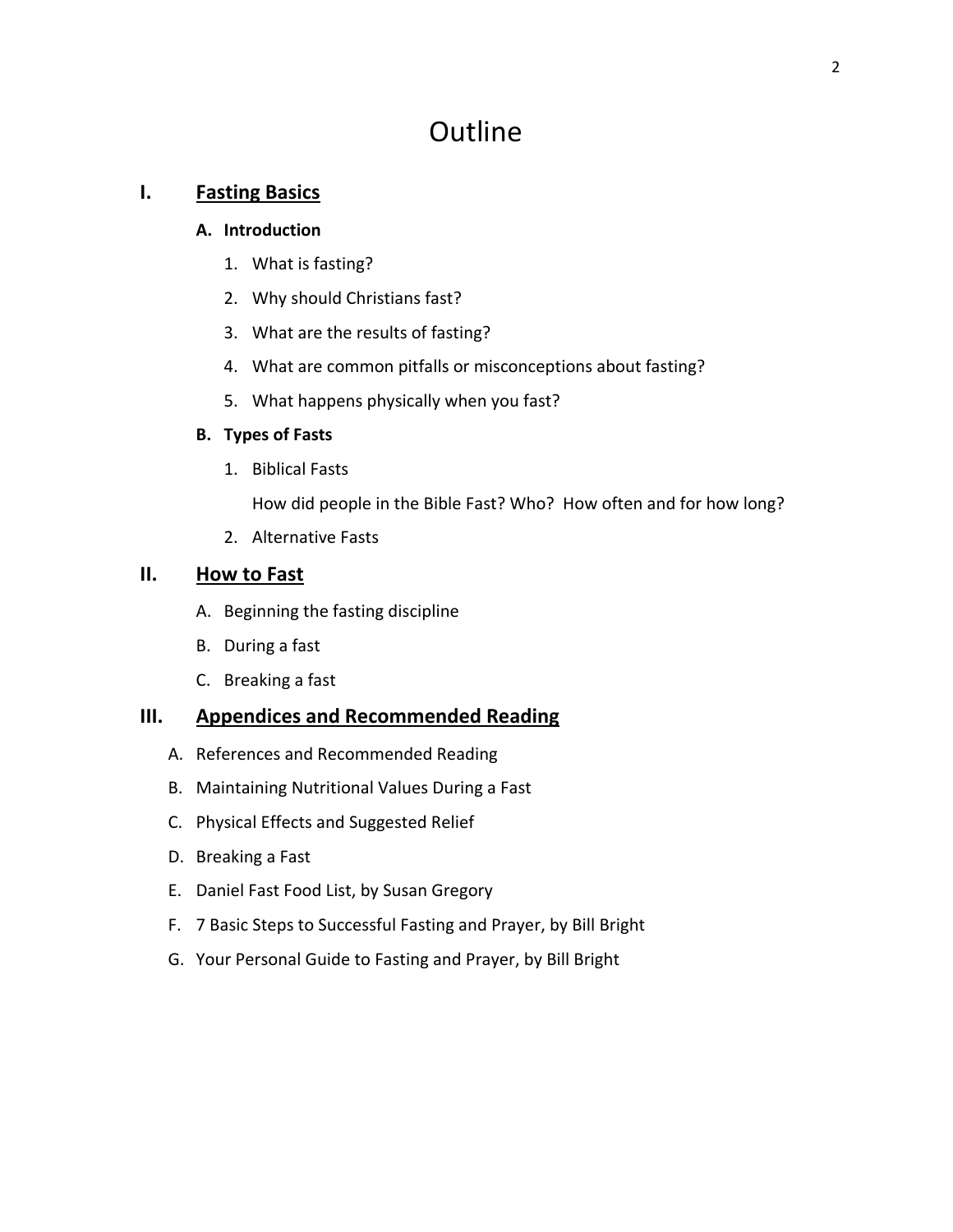# Outline

## I. <u>Fasting Basics</u>

### A. Introduction

1. What is fasting?
2. Why should Christians fast?
3. What are the results of fasting?
4. What are common pitfalls or misconceptions about fasting?
5. What happens physically when you fast?

### B. Types of Fasts

1. Biblical Fasts

   How did people in the Bible Fast? Who? How often and for how long?

2. Alternative Fasts

## II. <u>How to Fast</u>

A. Beginning the fasting discipline

B. During a fast

C. Breaking a fast

## III. <u>Appendices and Recommended Reading</u>

A. References and Recommended Reading

B. Maintaining Nutritional Values During a Fast

C. Physical Effects and Suggested Relief

D. Breaking a Fast

E. Daniel Fast Food List, by Susan Gregory

F. 7 Basic Steps to Successful Fasting and Prayer, by Bill Bright

G. Your Personal Guide to Fasting and Prayer, by Bill Bright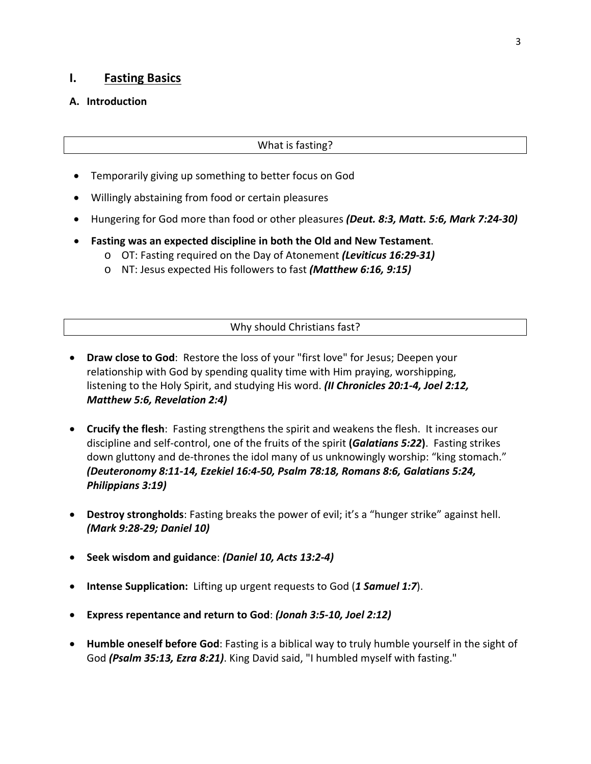# I. Fasting Basics

## A. Introduction

**What is fasting?**

- Temporarily giving up something to better focus on God
- Willingly abstaining from food or certain pleasures
- Hungering for God more than food or other pleasures ***(Deut. 8:3, Matt. 5:6, Mark 7:24-30)***
- **Fasting was an expected discipline in both the Old and New Testament**.
  - OT: Fasting required on the Day of Atonement ***(Leviticus 16:29-31)***
  - NT: Jesus expected His followers to fast ***(Matthew 6:16, 9:15)***

**Why should Christians fast?**

- **Draw close to God**: Restore the loss of your "first love" for Jesus; Deepen your relationship with God by spending quality time with Him praying, worshipping, listening to the Holy Spirit, and studying His word. ***(II Chronicles 20:1-4, Joel 2:12, Matthew 5:6, Revelation 2:4)***
- **Crucify the flesh**: Fasting strengthens the spirit and weakens the flesh. It increases our discipline and self-control, one of the fruits of the spirit **(*Galatians 5:22*)**. Fasting strikes down gluttony and de-thrones the idol many of us unknowingly worship: "king stomach." ***(Deuteronomy 8:11-14, Ezekiel 16:4-50, Psalm 78:18, Romans 8:6, Galatians 5:24, Philippians 3:19)***
- **Destroy strongholds**: Fasting breaks the power of evil; it's a "hunger strike" against hell. ***(Mark 9:28-29; Daniel 10)***
- **Seek wisdom and guidance**: ***(Daniel 10, Acts 13:2-4)***
- **Intense Supplication:** Lifting up urgent requests to God (***1 Samuel 1:7***).
- **Express repentance and return to God**: ***(Jonah 3:5-10, Joel 2:12)***
- **Humble oneself before God**: Fasting is a biblical way to truly humble yourself in the sight of God ***(Psalm 35:13, Ezra 8:21)***. King David said, "I humbled myself with fasting."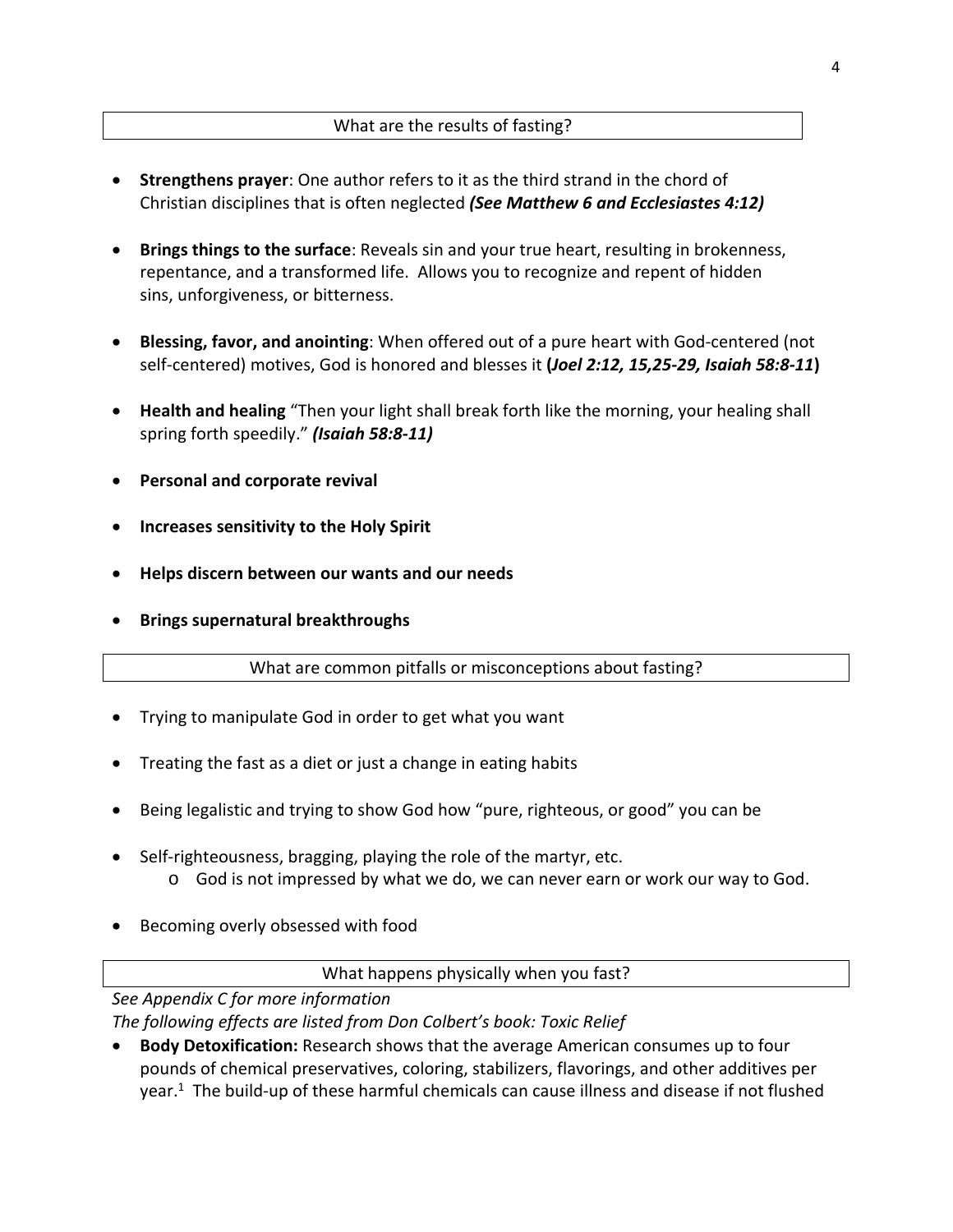## What are the results of fasting?

- **Strengthens prayer**: One author refers to it as the third strand in the chord of Christian disciplines that is often neglected ***(See Matthew 6 and Ecclesiastes 4:12)***

- **Brings things to the surface**: Reveals sin and your true heart, resulting in brokenness, repentance, and a transformed life. Allows you to recognize and repent of hidden sins, unforgiveness, or bitterness.

- **Blessing, favor, and anointing**: When offered out of a pure heart with God-centered (not self-centered) motives, God is honored and blesses it **(*Joel 2:12, 15,25-29, Isaiah 58:8-11*)**

- **Health and healing** "Then your light shall break forth like the morning, your healing shall spring forth speedily." ***(Isaiah 58:8-11)***

- **Personal and corporate revival**

- **Increases sensitivity to the Holy Spirit**

- **Helps discern between our wants and our needs**

- **Brings supernatural breakthroughs**

## What are common pitfalls or misconceptions about fasting?

- Trying to manipulate God in order to get what you want

- Treating the fast as a diet or just a change in eating habits

- Being legalistic and trying to show God how "pure, righteous, or good" you can be

- Self-righteousness, bragging, playing the role of the martyr, etc.
  - God is not impressed by what we do, we can never earn or work our way to God.

- Becoming overly obsessed with food

## What happens physically when you fast?

*See Appendix C for more information*

*The following effects are listed from Don Colbert's book: Toxic Relief*

- **Body Detoxification:** Research shows that the average American consumes up to four pounds of chemical preservatives, coloring, stabilizers, flavorings, and other additives per year.[1] The build-up of these harmful chemicals can cause illness and disease if not flushed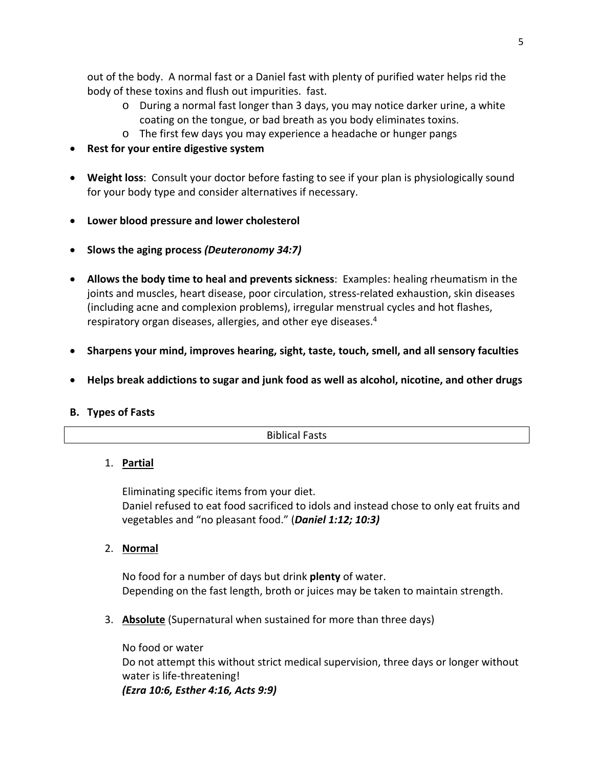out of the body. A normal fast or a Daniel fast with plenty of purified water helps rid the body of these toxins and flush out impurities. fast.

  - During a normal fast longer than 3 days, you may notice darker urine, a white coating on the tongue, or bad breath as you body eliminates toxins.
  - The first few days you may experience a headache or hunger pangs

- **Rest for your entire digestive system**

- **Weight loss**: Consult your doctor before fasting to see if your plan is physiologically sound for your body type and consider alternatives if necessary.

- **Lower blood pressure and lower cholesterol**

- **Slows the aging process** ***(Deuteronomy 34:7)***

- **Allows the body time to heal and prevents sickness**: Examples: healing rheumatism in the joints and muscles, heart disease, poor circulation, stress-related exhaustion, skin diseases (including acne and complexion problems), irregular menstrual cycles and hot flashes, respiratory organ diseases, allergies, and other eye diseases.[4]

- **Sharpens your mind, improves hearing, sight, taste, touch, smell, and all sensory faculties**

- **Helps break addictions to sugar and junk food as well as alcohol, nicotine, and other drugs**

**B. Types of Fasts**

| Biblical Fasts |
| --- |

1. **<u>Partial</u>**

   Eliminating specific items from your diet.
   Daniel refused to eat food sacrificed to idols and instead chose to only eat fruits and vegetables and "no pleasant food." (***Daniel 1:12; 10:3)***

2. **<u>Normal</u>**

   No food for a number of days but drink **plenty** of water.
   Depending on the fast length, broth or juices may be taken to maintain strength.

3. **<u>Absolute</u>** (Supernatural when sustained for more than three days)

   No food or water
   Do not attempt this without strict medical supervision, three days or longer without water is life-threatening!
   ***(Ezra 10:6, Esther 4:16, Acts 9:9)***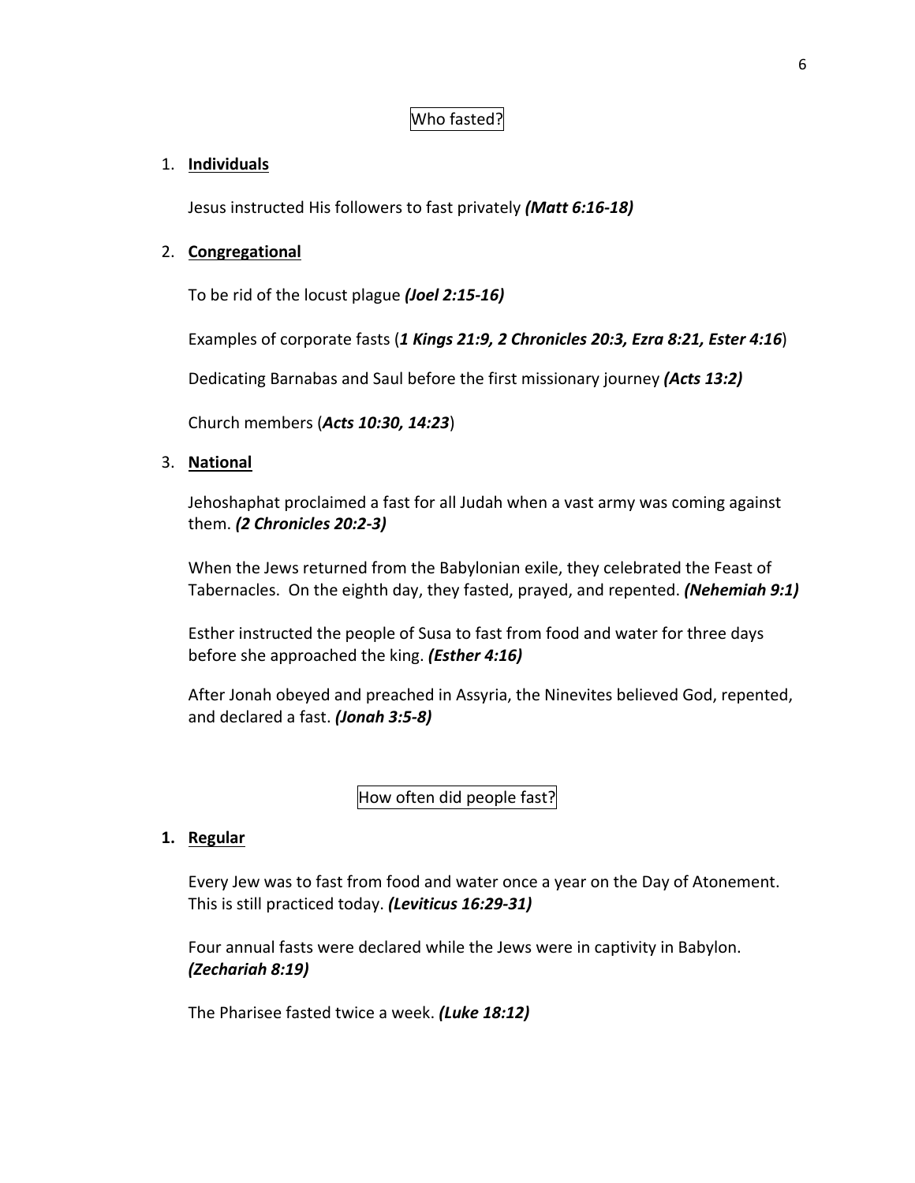## Who fasted?

1. **Individuals**

   Jesus instructed His followers to fast privately ***(Matt 6:16-18)***

2. **Congregational**

   To be rid of the locust plague ***(Joel 2:15-16)***

   Examples of corporate fasts (***1 Kings 21:9, 2 Chronicles 20:3, Ezra 8:21, Ester 4:16***)

   Dedicating Barnabas and Saul before the first missionary journey ***(Acts 13:2)***

   Church members (***Acts 10:30, 14:23***)

3. **National**

   Jehoshaphat proclaimed a fast for all Judah when a vast army was coming against them. ***(2 Chronicles 20:2-3)***

   When the Jews returned from the Babylonian exile, they celebrated the Feast of Tabernacles. On the eighth day, they fasted, prayed, and repented. ***(Nehemiah 9:1)***

   Esther instructed the people of Susa to fast from food and water for three days before she approached the king. ***(Esther 4:16)***

   After Jonah obeyed and preached in Assyria, the Ninevites believed God, repented, and declared a fast. ***(Jonah 3:5-8)***

## How often did people fast?

1. **Regular**

   Every Jew was to fast from food and water once a year on the Day of Atonement. This is still practiced today. ***(Leviticus 16:29-31)***

   Four annual fasts were declared while the Jews were in captivity in Babylon. ***(Zechariah 8:19)***

   The Pharisee fasted twice a week. ***(Luke 18:12)***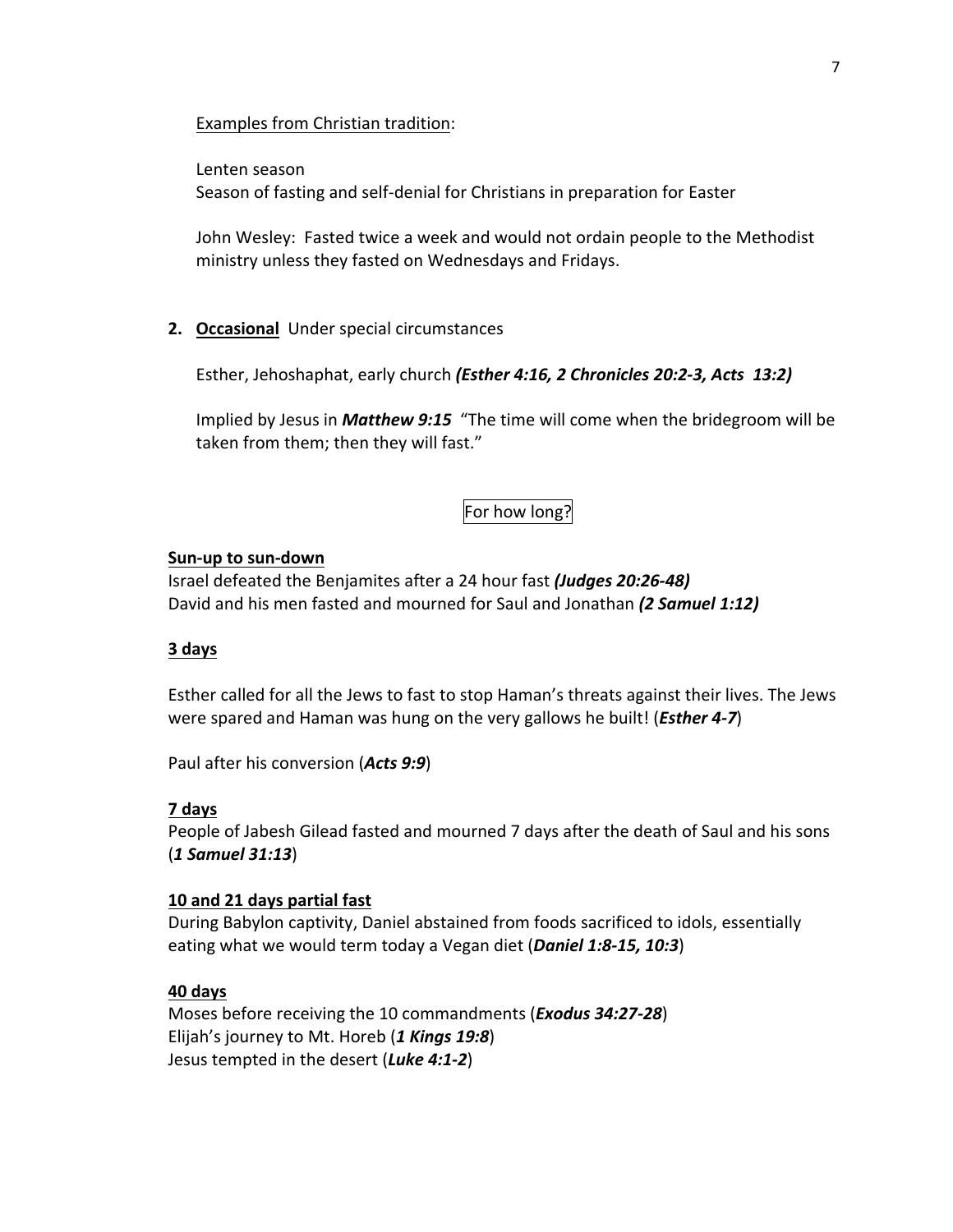<u>Examples from Christian tradition</u>:

Lenten season
Season of fasting and self-denial for Christians in preparation for Easter

John Wesley: Fasted twice a week and would not ordain people to the Methodist ministry unless they fasted on Wednesdays and Fridays.

**2. <u>Occasional</u>** Under special circumstances

Esther, Jehoshaphat, early church ***(Esther 4:16, 2 Chronicles 20:2-3, Acts 13:2)***

Implied by Jesus in ***Matthew 9:15*** "The time will come when the bridegroom will be taken from them; then they will fast."

For how long?

**<u>Sun-up to sun-down</u>**
Israel defeated the Benjamites after a 24 hour fast ***(Judges 20:26-48)***
David and his men fasted and mourned for Saul and Jonathan ***(2 Samuel 1:12)***

**<u>3 days</u>**

Esther called for all the Jews to fast to stop Haman's threats against their lives. The Jews were spared and Haman was hung on the very gallows he built! (***Esther 4-7***)

Paul after his conversion (***Acts 9:9***)

**<u>7 days</u>**
People of Jabesh Gilead fasted and mourned 7 days after the death of Saul and his sons (***1 Samuel 31:13***)

**<u>10 and 21 days partial fast</u>**
During Babylon captivity, Daniel abstained from foods sacrificed to idols, essentially eating what we would term today a Vegan diet (***Daniel 1:8-15, 10:3***)

**<u>40 days</u>**
Moses before receiving the 10 commandments (***Exodus 34:27-28***)
Elijah's journey to Mt. Horeb (***1 Kings 19:8***)
Jesus tempted in the desert (***Luke 4:1-2***)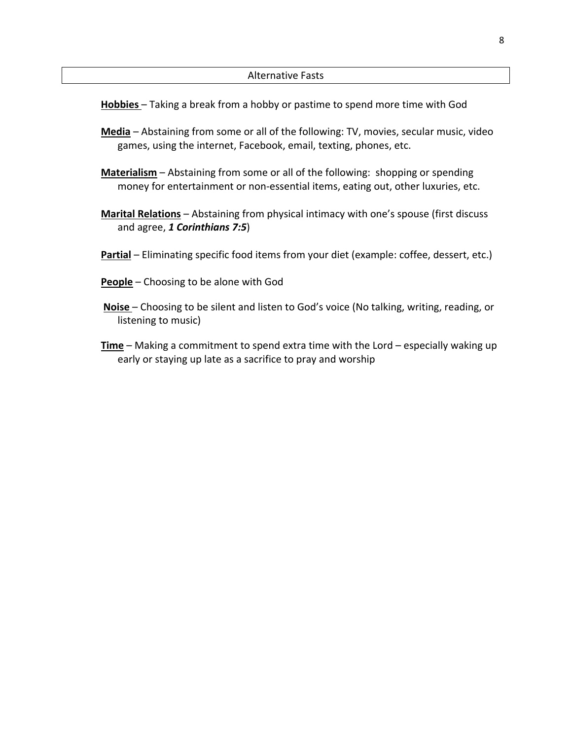## Alternative Fasts

**<u>Hobbies</u>** – Taking a break from a hobby or pastime to spend more time with God

**<u>Media</u>** – Abstaining from some or all of the following: TV, movies, secular music, video games, using the internet, Facebook, email, texting, phones, etc.

**<u>Materialism</u>** – Abstaining from some or all of the following: shopping or spending money for entertainment or non-essential items, eating out, other luxuries, etc.

**<u>Marital Relations</u>** – Abstaining from physical intimacy with one's spouse (first discuss and agree, ***1 Corinthians 7:5***)

**<u>Partial</u>** – Eliminating specific food items from your diet (example: coffee, dessert, etc.)

**<u>People</u>** – Choosing to be alone with God

**<u>Noise</u>** – Choosing to be silent and listen to God's voice (No talking, writing, reading, or listening to music)

**<u>Time</u>** – Making a commitment to spend extra time with the Lord – especially waking up early or staying up late as a sacrifice to pray and worship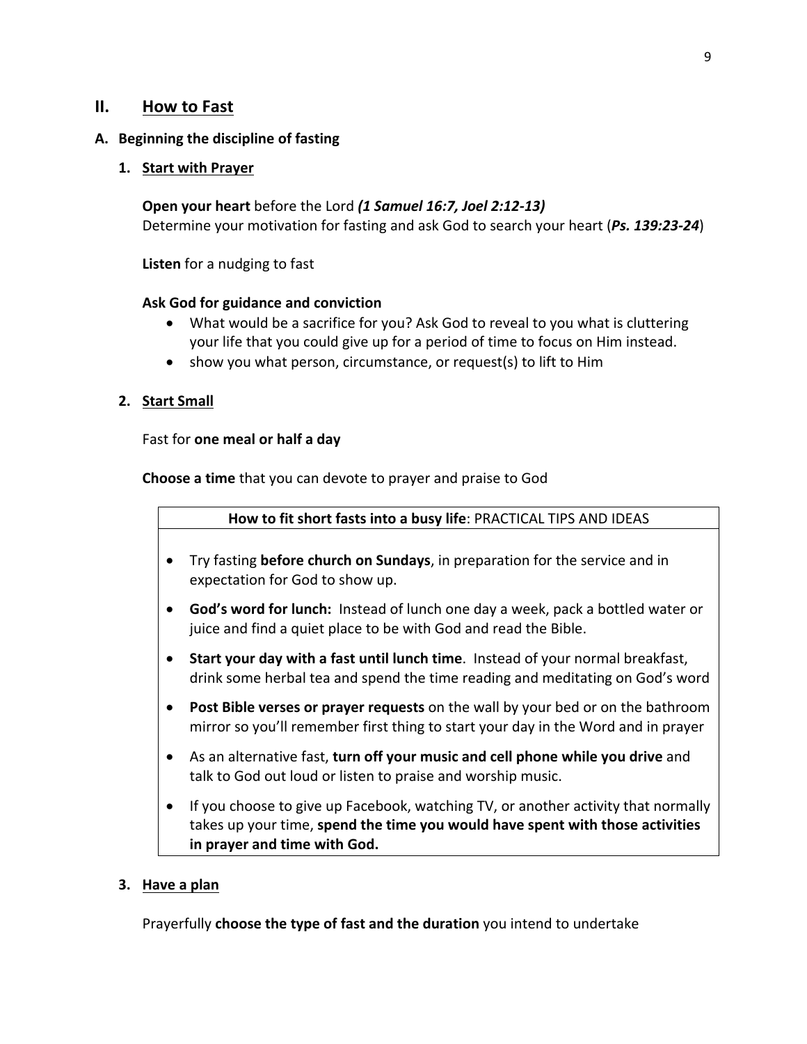## II. How to Fast

### A. Beginning the discipline of fasting

#### 1. Start with Prayer

**Open your heart** before the Lord ***(1 Samuel 16:7, Joel 2:12-13)***
Determine your motivation for fasting and ask God to search your heart (***Ps. 139:23-24***)

**Listen** for a nudging to fast

**Ask God for guidance and conviction**

- What would be a sacrifice for you? Ask God to reveal to you what is cluttering your life that you could give up for a period of time to focus on Him instead.
- show you what person, circumstance, or request(s) to lift to Him

#### 2. Start Small

Fast for **one meal or half a day**

**Choose a time** that you can devote to prayer and praise to God

**How to fit short fasts into a busy life**: PRACTICAL TIPS AND IDEAS

- Try fasting **before church on Sundays**, in preparation for the service and in expectation for God to show up.
- **God's word for lunch:** Instead of lunch one day a week, pack a bottled water or juice and find a quiet place to be with God and read the Bible.
- **Start your day with a fast until lunch time**. Instead of your normal breakfast, drink some herbal tea and spend the time reading and meditating on God's word
- **Post Bible verses or prayer requests** on the wall by your bed or on the bathroom mirror so you'll remember first thing to start your day in the Word and in prayer
- As an alternative fast, **turn off your music and cell phone while you drive** and talk to God out loud or listen to praise and worship music.
- If you choose to give up Facebook, watching TV, or another activity that normally takes up your time, **spend the time you would have spent with those activities in prayer and time with God.**

#### 3. Have a plan

Prayerfully **choose the type of fast and the duration** you intend to undertake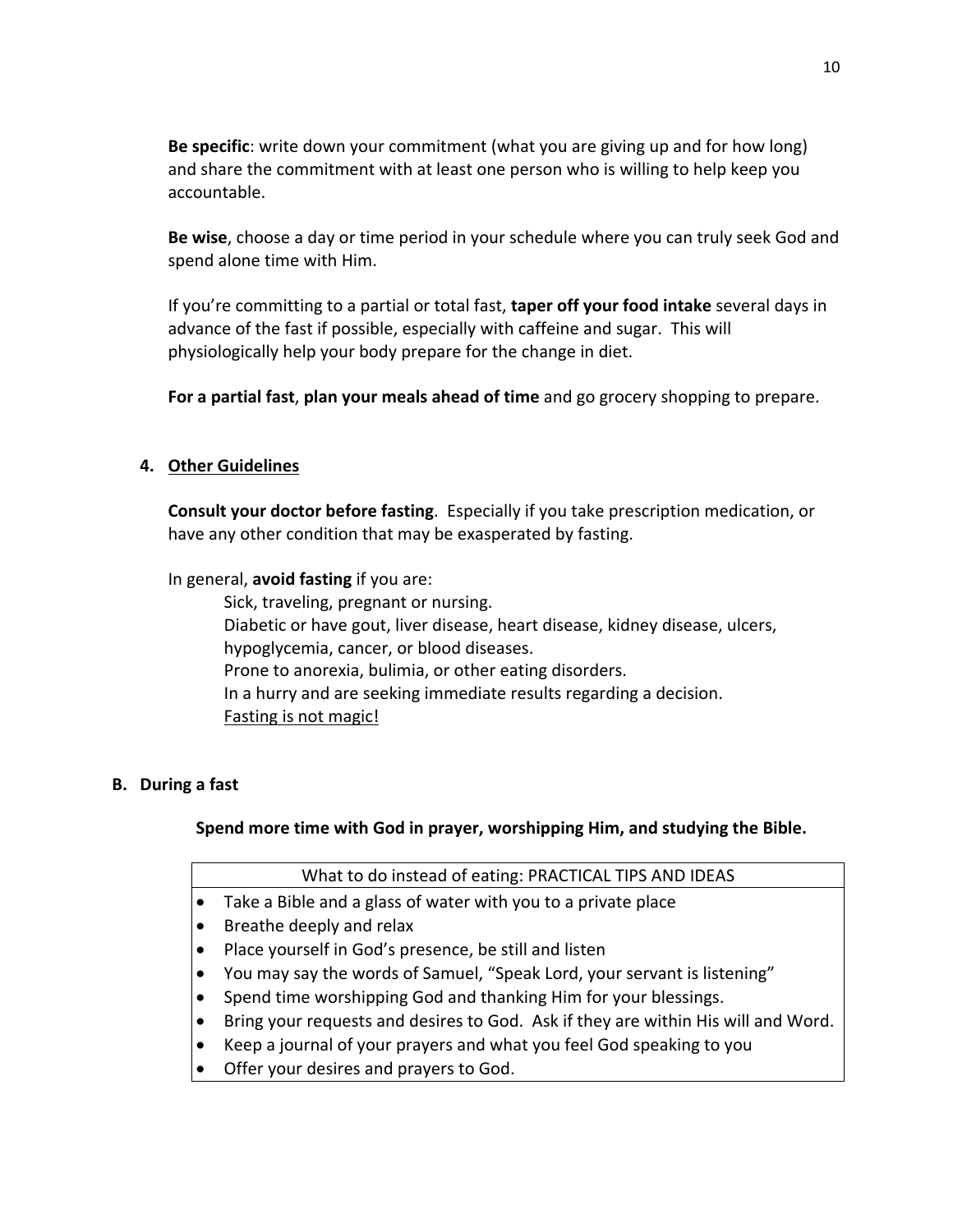**Be specific**: write down your commitment (what you are giving up and for how long) and share the commitment with at least one person who is willing to help keep you accountable.

**Be wise**, choose a day or time period in your schedule where you can truly seek God and spend alone time with Him.

If you're committing to a partial or total fast, **taper off your food intake** several days in advance of the fast if possible, especially with caffeine and sugar. This will physiologically help your body prepare for the change in diet.

**For a partial fast**, **plan your meals ahead of time** and go grocery shopping to prepare.

### 4. Other Guidelines

**Consult your doctor before fasting**. Especially if you take prescription medication, or have any other condition that may be exasperated by fasting.

In general, **avoid fasting** if you are:

Sick, traveling, pregnant or nursing.
Diabetic or have gout, liver disease, heart disease, kidney disease, ulcers, hypoglycemia, cancer, or blood diseases.
Prone to anorexia, bulimia, or other eating disorders.
In a hurry and are seeking immediate results regarding a decision.
Fasting is not magic!

## B. During a fast

**Spend more time with God in prayer, worshipping Him, and studying the Bible.**

| What to do instead of eating: PRACTICAL TIPS AND IDEAS |
| --- |
| • Take a Bible and a glass of water with you to a private place<br>• Breathe deeply and relax<br>• Place yourself in God's presence, be still and listen<br>• You may say the words of Samuel, "Speak Lord, your servant is listening"<br>• Spend time worshipping God and thanking Him for your blessings.<br>• Bring your requests and desires to God. Ask if they are within His will and Word.<br>• Keep a journal of your prayers and what you feel God speaking to you<br>• Offer your desires and prayers to God. |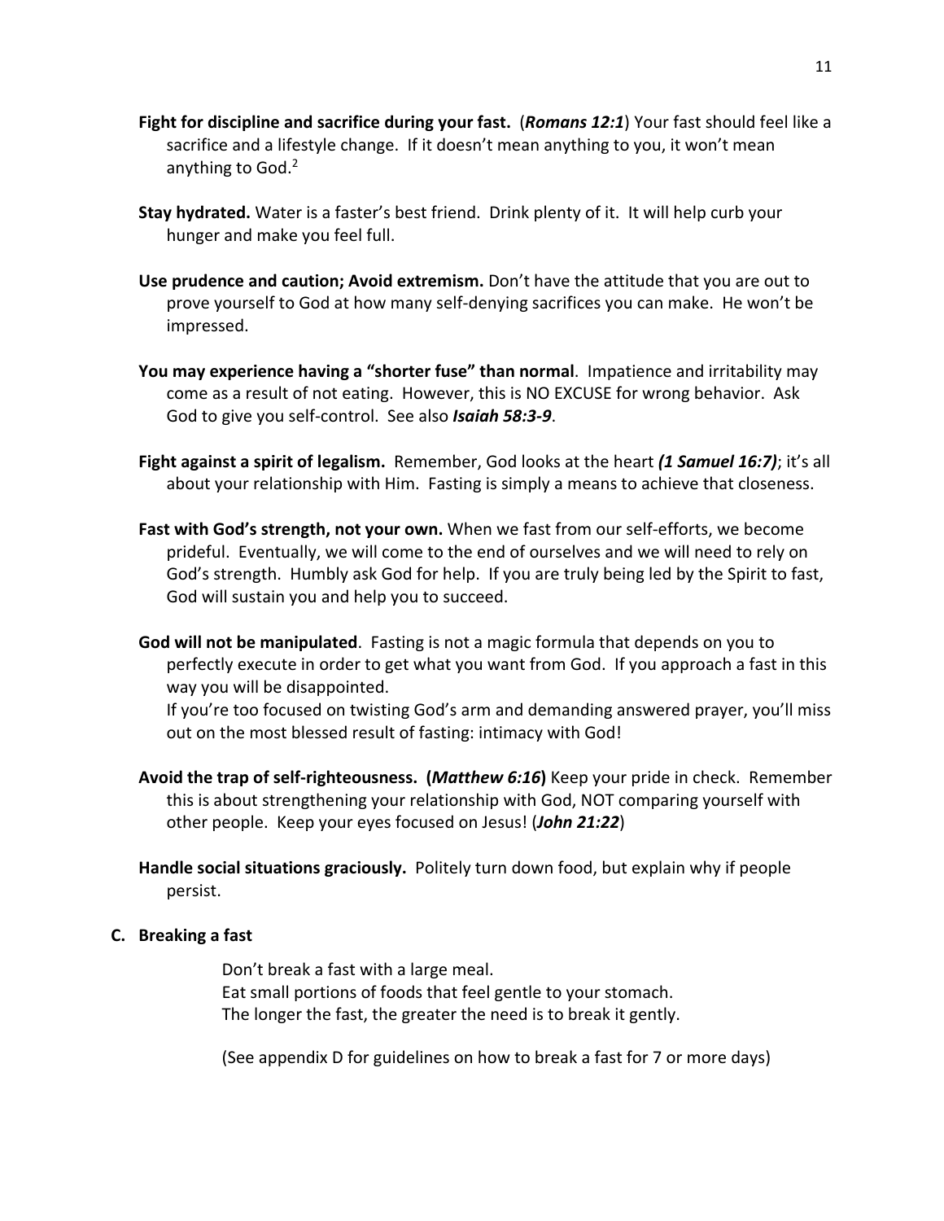**Fight for discipline and sacrifice during your fast.** (***Romans 12:1***) Your fast should feel like a sacrifice and a lifestyle change. If it doesn't mean anything to you, it won't mean anything to God.[2]

**Stay hydrated.** Water is a faster's best friend. Drink plenty of it. It will help curb your hunger and make you feel full.

**Use prudence and caution; Avoid extremism.** Don't have the attitude that you are out to prove yourself to God at how many self-denying sacrifices you can make. He won't be impressed.

**You may experience having a "shorter fuse" than normal**. Impatience and irritability may come as a result of not eating. However, this is NO EXCUSE for wrong behavior. Ask God to give you self-control. See also ***Isaiah 58:3-9***.

**Fight against a spirit of legalism.** Remember, God looks at the heart ***(1 Samuel 16:7)***; it's all about your relationship with Him. Fasting is simply a means to achieve that closeness.

**Fast with God's strength, not your own.** When we fast from our self-efforts, we become prideful. Eventually, we will come to the end of ourselves and we will need to rely on God's strength. Humbly ask God for help. If you are truly being led by the Spirit to fast, God will sustain you and help you to succeed.

**God will not be manipulated**. Fasting is not a magic formula that depends on you to perfectly execute in order to get what you want from God. If you approach a fast in this way you will be disappointed.
If you're too focused on twisting God's arm and demanding answered prayer, you'll miss out on the most blessed result of fasting: intimacy with God!

**Avoid the trap of self-righteousness. (*Matthew 6:16*)** Keep your pride in check. Remember this is about strengthening your relationship with God, NOT comparing yourself with other people. Keep your eyes focused on Jesus! (***John 21:22***)

**Handle social situations graciously.** Politely turn down food, but explain why if people persist.

## C. Breaking a fast

Don't break a fast with a large meal.
Eat small portions of foods that feel gentle to your stomach.
The longer the fast, the greater the need is to break it gently.

(See appendix D for guidelines on how to break a fast for 7 or more days)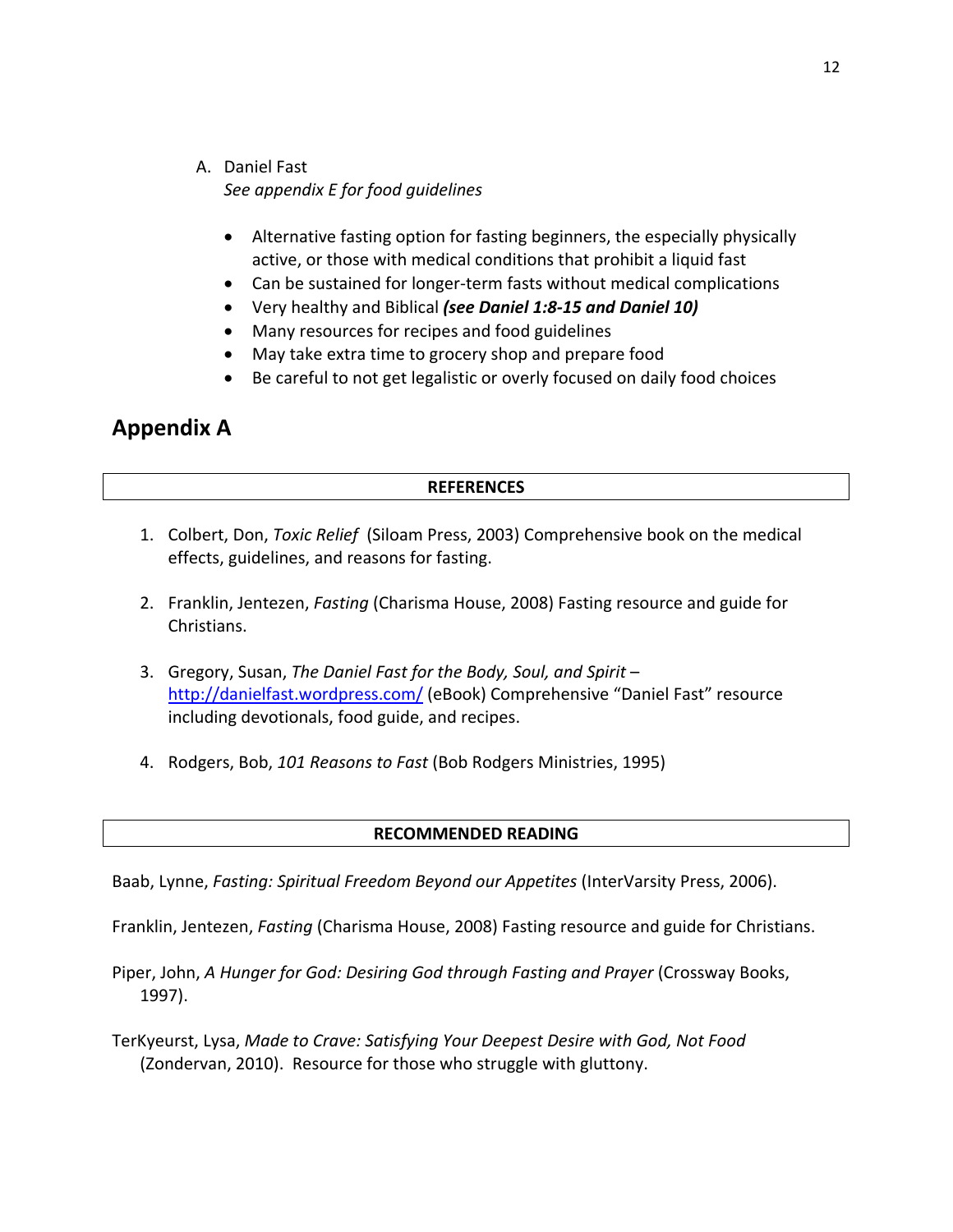A. Daniel Fast
   *See appendix E for food guidelines*

   - Alternative fasting option for fasting beginners, the especially physically active, or those with medical conditions that prohibit a liquid fast
   - Can be sustained for longer-term fasts without medical complications
   - Very healthy and Biblical ***(see Daniel 1:8-15 and Daniel 10)***
   - Many resources for recipes and food guidelines
   - May take extra time to grocery shop and prepare food
   - Be careful to not get legalistic or overly focused on daily food choices

## Appendix A

**REFERENCES**

1. Colbert, Don, *Toxic Relief* (Siloam Press, 2003) Comprehensive book on the medical effects, guidelines, and reasons for fasting.

2. Franklin, Jentezen, *Fasting* (Charisma House, 2008) Fasting resource and guide for Christians.

3. Gregory, Susan, *The Daniel Fast for the Body, Soul, and Spirit* – [http://danielfast.wordpress.com/](http://danielfast.wordpress.com/) (eBook) Comprehensive "Daniel Fast" resource including devotionals, food guide, and recipes.

4. Rodgers, Bob, *101 Reasons to Fast* (Bob Rodgers Ministries, 1995)

**RECOMMENDED READING**

Baab, Lynne, *Fasting: Spiritual Freedom Beyond our Appetites* (InterVarsity Press, 2006).

Franklin, Jentezen, *Fasting* (Charisma House, 2008) Fasting resource and guide for Christians.

Piper, John, *A Hunger for God: Desiring God through Fasting and Prayer* (Crossway Books, 1997).

TerKyeurst, Lysa, *Made to Crave: Satisfying Your Deepest Desire with God, Not Food* (Zondervan, 2010). Resource for those who struggle with gluttony.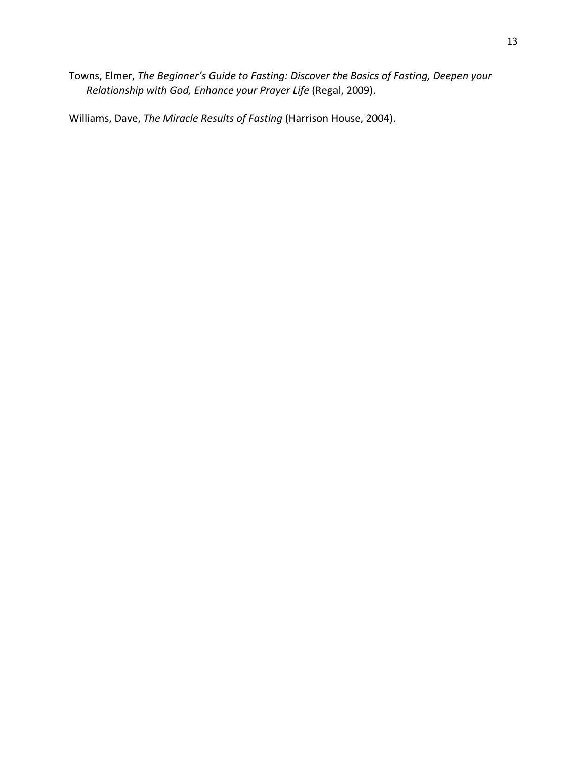Towns, Elmer, *The Beginner's Guide to Fasting: Discover the Basics of Fasting, Deepen your Relationship with God, Enhance your Prayer Life* (Regal, 2009).

Williams, Dave, *The Miracle Results of Fasting* (Harrison House, 2004).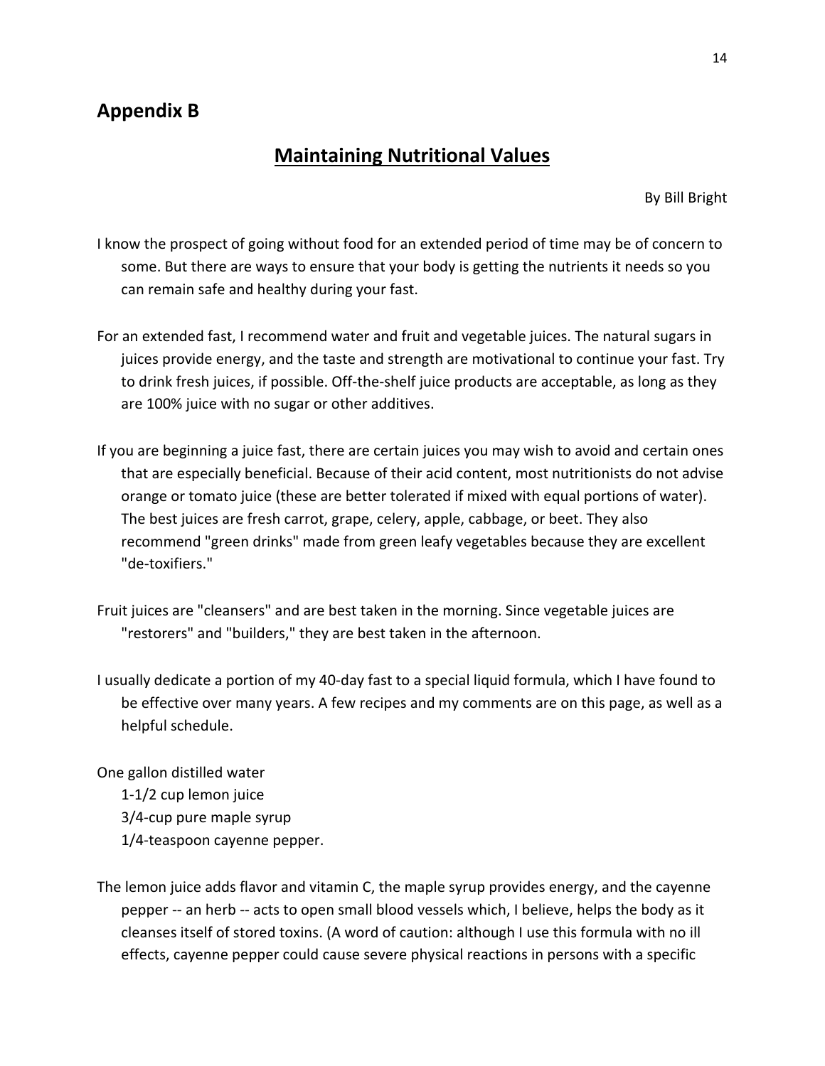## Appendix B

## Maintaining Nutritional Values

By Bill Bright

I know the prospect of going without food for an extended period of time may be of concern to some. But there are ways to ensure that your body is getting the nutrients it needs so you can remain safe and healthy during your fast.

For an extended fast, I recommend water and fruit and vegetable juices. The natural sugars in juices provide energy, and the taste and strength are motivational to continue your fast. Try to drink fresh juices, if possible. Off-the-shelf juice products are acceptable, as long as they are 100% juice with no sugar or other additives.

If you are beginning a juice fast, there are certain juices you may wish to avoid and certain ones that are especially beneficial. Because of their acid content, most nutritionists do not advise orange or tomato juice (these are better tolerated if mixed with equal portions of water). The best juices are fresh carrot, grape, celery, apple, cabbage, or beet. They also recommend "green drinks" made from green leafy vegetables because they are excellent "de-toxifiers."

Fruit juices are "cleansers" and are best taken in the morning. Since vegetable juices are "restorers" and "builders," they are best taken in the afternoon.

I usually dedicate a portion of my 40-day fast to a special liquid formula, which I have found to be effective over many years. A few recipes and my comments are on this page, as well as a helpful schedule.

One gallon distilled water
1-1/2 cup lemon juice
3/4-cup pure maple syrup
1/4-teaspoon cayenne pepper.

The lemon juice adds flavor and vitamin C, the maple syrup provides energy, and the cayenne pepper -- an herb -- acts to open small blood vessels which, I believe, helps the body as it cleanses itself of stored toxins. (A word of caution: although I use this formula with no ill effects, cayenne pepper could cause severe physical reactions in persons with a specific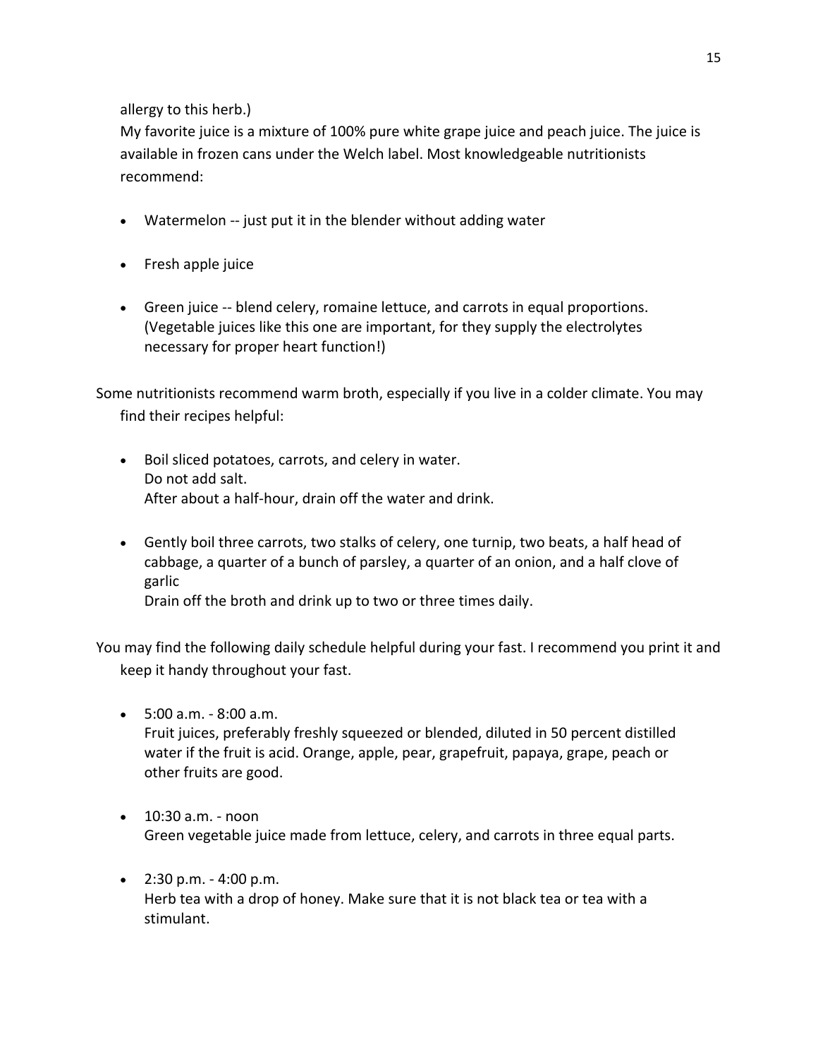allergy to this herb.)

My favorite juice is a mixture of 100% pure white grape juice and peach juice. The juice is available in frozen cans under the Welch label. Most knowledgeable nutritionists recommend:

- Watermelon -- just put it in the blender without adding water
- Fresh apple juice
- Green juice -- blend celery, romaine lettuce, and carrots in equal proportions. (Vegetable juices like this one are important, for they supply the electrolytes necessary for proper heart function!)

Some nutritionists recommend warm broth, especially if you live in a colder climate. You may find their recipes helpful:

- Boil sliced potatoes, carrots, and celery in water.
  Do not add salt.
  After about a half-hour, drain off the water and drink.
- Gently boil three carrots, two stalks of celery, one turnip, two beats, a half head of cabbage, a quarter of a bunch of parsley, a quarter of an onion, and a half clove of garlic
  Drain off the broth and drink up to two or three times daily.

You may find the following daily schedule helpful during your fast. I recommend you print it and keep it handy throughout your fast.

- 5:00 a.m. - 8:00 a.m.
  Fruit juices, preferably freshly squeezed or blended, diluted in 50 percent distilled water if the fruit is acid. Orange, apple, pear, grapefruit, papaya, grape, peach or other fruits are good.
- 10:30 a.m. - noon
  Green vegetable juice made from lettuce, celery, and carrots in three equal parts.
- 2:30 p.m. - 4:00 p.m.
  Herb tea with a drop of honey. Make sure that it is not black tea or tea with a stimulant.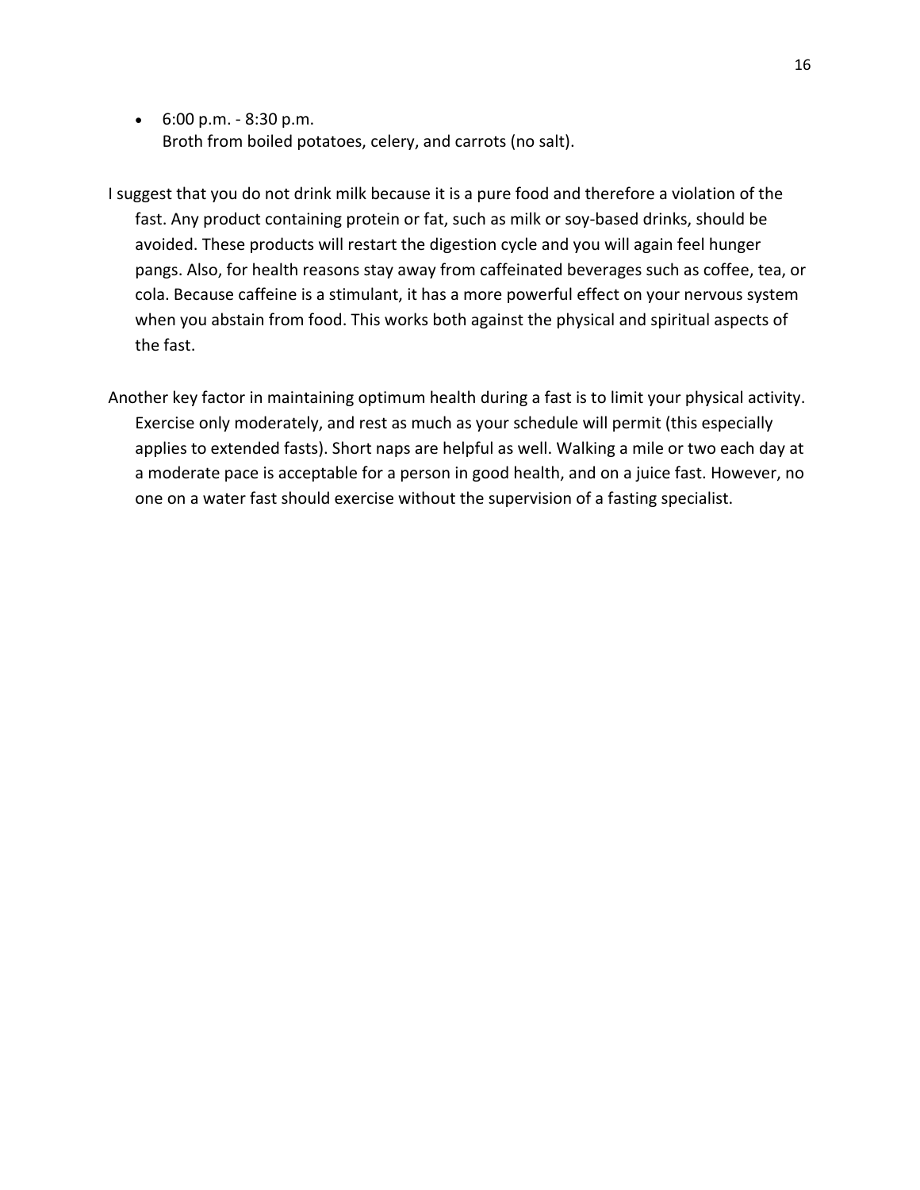- 6:00 p.m. - 8:30 p.m.
  Broth from boiled potatoes, celery, and carrots (no salt).

I suggest that you do not drink milk because it is a pure food and therefore a violation of the fast. Any product containing protein or fat, such as milk or soy-based drinks, should be avoided. These products will restart the digestion cycle and you will again feel hunger pangs. Also, for health reasons stay away from caffeinated beverages such as coffee, tea, or cola. Because caffeine is a stimulant, it has a more powerful effect on your nervous system when you abstain from food. This works both against the physical and spiritual aspects of the fast.

Another key factor in maintaining optimum health during a fast is to limit your physical activity. Exercise only moderately, and rest as much as your schedule will permit (this especially applies to extended fasts). Short naps are helpful as well. Walking a mile or two each day at a moderate pace is acceptable for a person in good health, and on a juice fast. However, no one on a water fast should exercise without the supervision of a fasting specialist.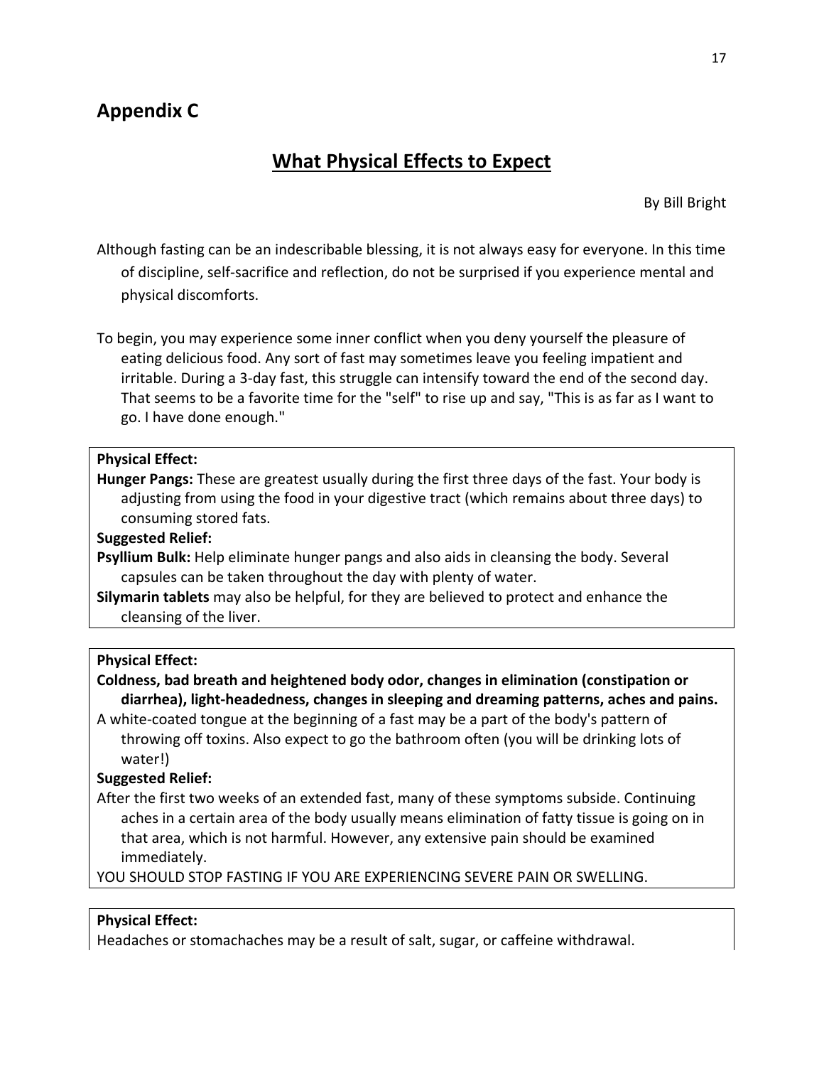## Appendix C

# What Physical Effects to Expect

By Bill Bright

Although fasting can be an indescribable blessing, it is not always easy for everyone. In this time of discipline, self-sacrifice and reflection, do not be surprised if you experience mental and physical discomforts.

To begin, you may experience some inner conflict when you deny yourself the pleasure of eating delicious food. Any sort of fast may sometimes leave you feeling impatient and irritable. During a 3-day fast, this struggle can intensify toward the end of the second day. That seems to be a favorite time for the "self" to rise up and say, "This is as far as I want to go. I have done enough."

**Physical Effect:**

**Hunger Pangs:** These are greatest usually during the first three days of the fast. Your body is adjusting from using the food in your digestive tract (which remains about three days) to consuming stored fats.

**Suggested Relief:**

**Psyllium Bulk:** Help eliminate hunger pangs and also aids in cleansing the body. Several capsules can be taken throughout the day with plenty of water.

**Silymarin tablets** may also be helpful, for they are believed to protect and enhance the cleansing of the liver.

**Physical Effect:**

**Coldness, bad breath and heightened body odor, changes in elimination (constipation or diarrhea), light-headedness, changes in sleeping and dreaming patterns, aches and pains.**

A white-coated tongue at the beginning of a fast may be a part of the body's pattern of throwing off toxins. Also expect to go the bathroom often (you will be drinking lots of water!)

**Suggested Relief:**

After the first two weeks of an extended fast, many of these symptoms subside. Continuing aches in a certain area of the body usually means elimination of fatty tissue is going on in that area, which is not harmful. However, any extensive pain should be examined immediately.

YOU SHOULD STOP FASTING IF YOU ARE EXPERIENCING SEVERE PAIN OR SWELLING.

**Physical Effect:**

Headaches or stomachaches may be a result of salt, sugar, or caffeine withdrawal.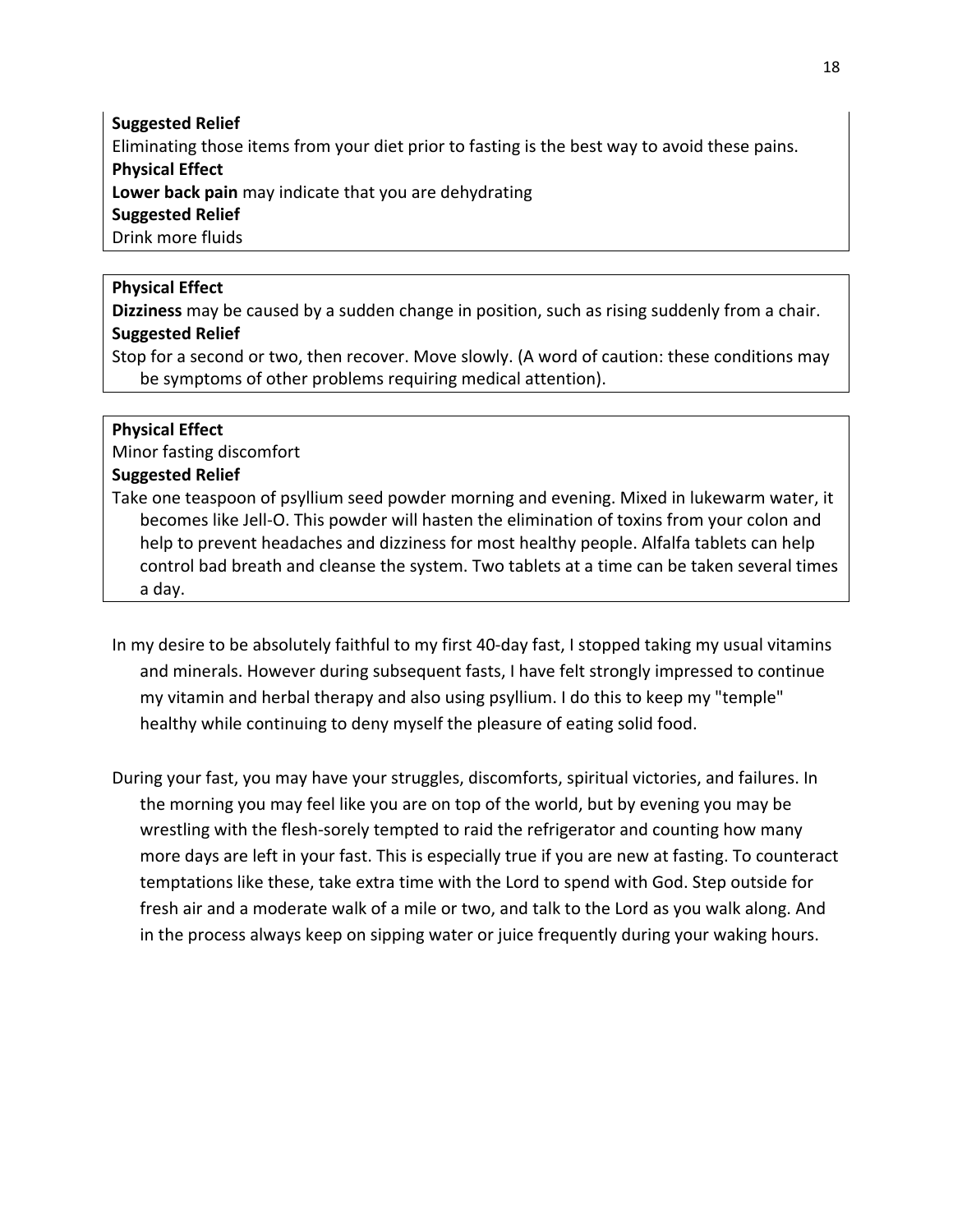**Suggested Relief**

Eliminating those items from your diet prior to fasting is the best way to avoid these pains.

**Physical Effect**

**Lower back pain** may indicate that you are dehydrating

**Suggested Relief**

Drink more fluids

**Physical Effect**

**Dizziness** may be caused by a sudden change in position, such as rising suddenly from a chair.

**Suggested Relief**

Stop for a second or two, then recover. Move slowly. (A word of caution: these conditions may be symptoms of other problems requiring medical attention).

**Physical Effect**

Minor fasting discomfort

**Suggested Relief**

Take one teaspoon of psyllium seed powder morning and evening. Mixed in lukewarm water, it becomes like Jell-O. This powder will hasten the elimination of toxins from your colon and help to prevent headaches and dizziness for most healthy people. Alfalfa tablets can help control bad breath and cleanse the system. Two tablets at a time can be taken several times a day.

In my desire to be absolutely faithful to my first 40-day fast, I stopped taking my usual vitamins and minerals. However during subsequent fasts, I have felt strongly impressed to continue my vitamin and herbal therapy and also using psyllium. I do this to keep my "temple" healthy while continuing to deny myself the pleasure of eating solid food.

During your fast, you may have your struggles, discomforts, spiritual victories, and failures. In the morning you may feel like you are on top of the world, but by evening you may be wrestling with the flesh-sorely tempted to raid the refrigerator and counting how many more days are left in your fast. This is especially true if you are new at fasting. To counteract temptations like these, take extra time with the Lord to spend with God. Step outside for fresh air and a moderate walk of a mile or two, and talk to the Lord as you walk along. And in the process always keep on sipping water or juice frequently during your waking hours.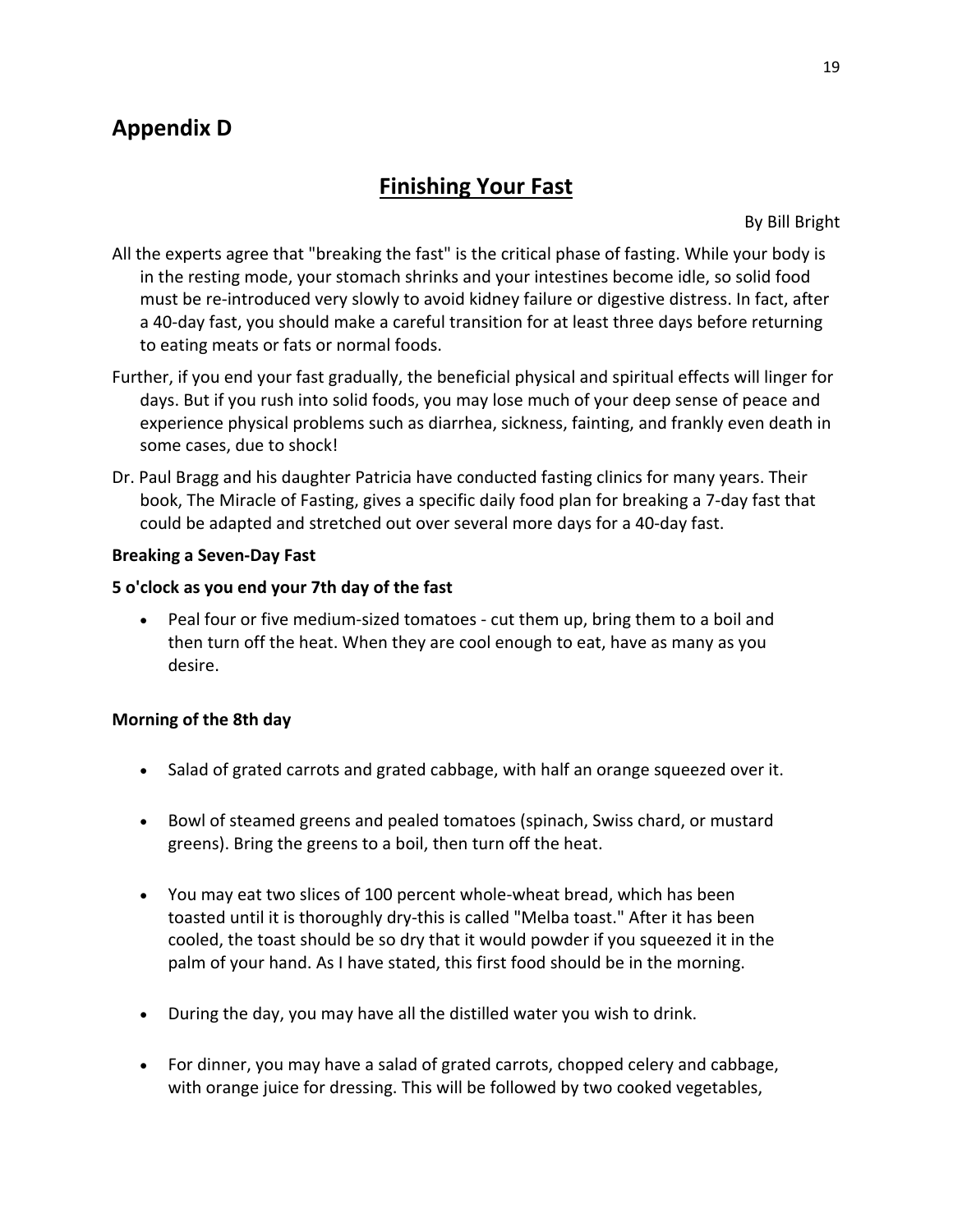## Appendix D

# Finishing Your Fast

By Bill Bright

All the experts agree that "breaking the fast" is the critical phase of fasting. While your body is in the resting mode, your stomach shrinks and your intestines become idle, so solid food must be re-introduced very slowly to avoid kidney failure or digestive distress. In fact, after a 40-day fast, you should make a careful transition for at least three days before returning to eating meats or fats or normal foods.

Further, if you end your fast gradually, the beneficial physical and spiritual effects will linger for days. But if you rush into solid foods, you may lose much of your deep sense of peace and experience physical problems such as diarrhea, sickness, fainting, and frankly even death in some cases, due to shock!

Dr. Paul Bragg and his daughter Patricia have conducted fasting clinics for many years. Their book, The Miracle of Fasting, gives a specific daily food plan for breaking a 7-day fast that could be adapted and stretched out over several more days for a 40-day fast.

**Breaking a Seven-Day Fast**

**5 o'clock as you end your 7th day of the fast**

- Peal four or five medium-sized tomatoes - cut them up, bring them to a boil and then turn off the heat. When they are cool enough to eat, have as many as you desire.

**Morning of the 8th day**

- Salad of grated carrots and grated cabbage, with half an orange squeezed over it.
- Bowl of steamed greens and pealed tomatoes (spinach, Swiss chard, or mustard greens). Bring the greens to a boil, then turn off the heat.
- You may eat two slices of 100 percent whole-wheat bread, which has been toasted until it is thoroughly dry-this is called "Melba toast." After it has been cooled, the toast should be so dry that it would powder if you squeezed it in the palm of your hand. As I have stated, this first food should be in the morning.
- During the day, you may have all the distilled water you wish to drink.
- For dinner, you may have a salad of grated carrots, chopped celery and cabbage, with orange juice for dressing. This will be followed by two cooked vegetables,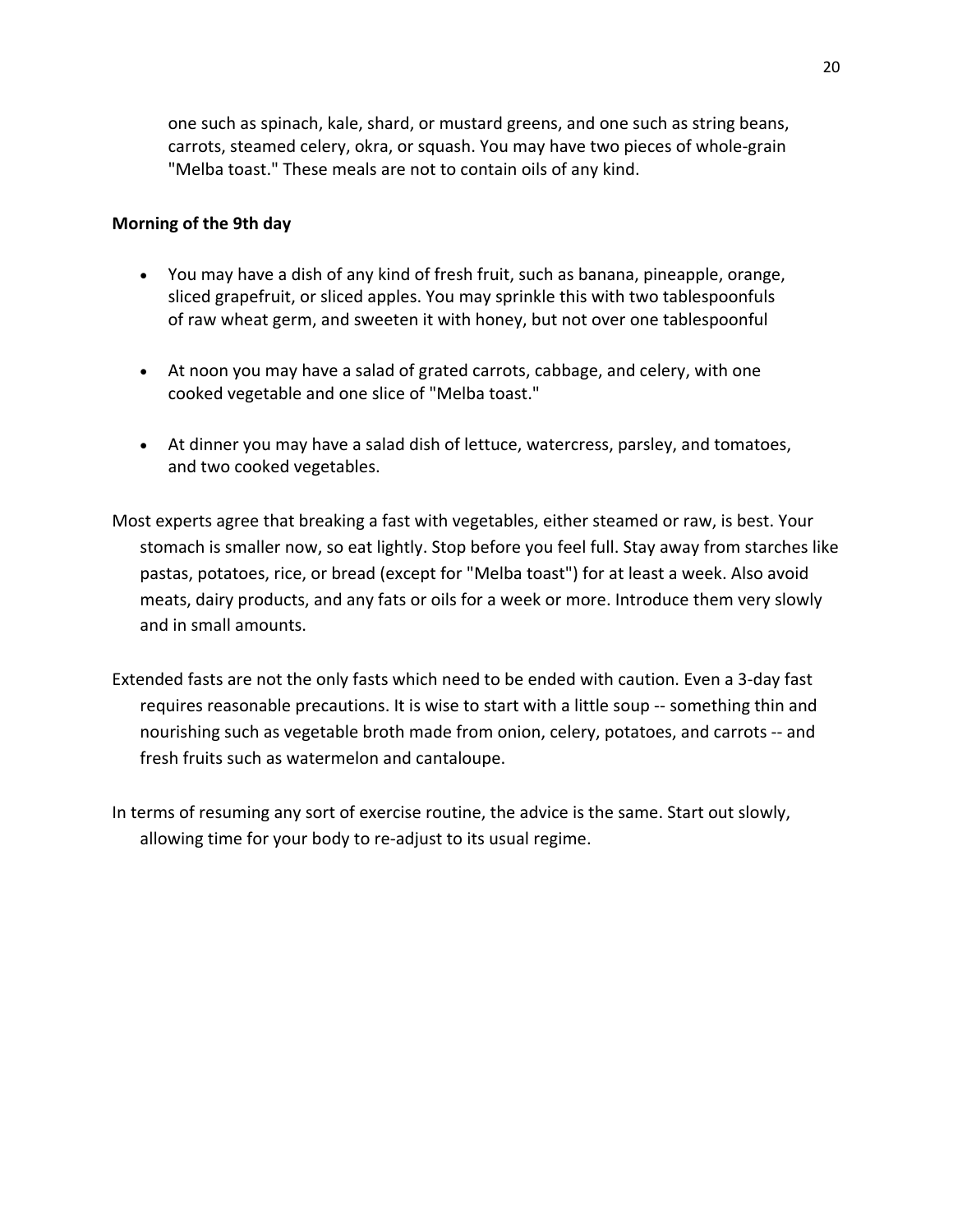one such as spinach, kale, shard, or mustard greens, and one such as string beans, carrots, steamed celery, okra, or squash. You may have two pieces of whole-grain "Melba toast." These meals are not to contain oils of any kind.

**Morning of the 9th day**

- You may have a dish of any kind of fresh fruit, such as banana, pineapple, orange, sliced grapefruit, or sliced apples. You may sprinkle this with two tablespoonfuls of raw wheat germ, and sweeten it with honey, but not over one tablespoonful

- At noon you may have a salad of grated carrots, cabbage, and celery, with one cooked vegetable and one slice of "Melba toast."

- At dinner you may have a salad dish of lettuce, watercress, parsley, and tomatoes, and two cooked vegetables.

Most experts agree that breaking a fast with vegetables, either steamed or raw, is best. Your stomach is smaller now, so eat lightly. Stop before you feel full. Stay away from starches like pastas, potatoes, rice, or bread (except for "Melba toast") for at least a week. Also avoid meats, dairy products, and any fats or oils for a week or more. Introduce them very slowly and in small amounts.

Extended fasts are not the only fasts which need to be ended with caution. Even a 3-day fast requires reasonable precautions. It is wise to start with a little soup -- something thin and nourishing such as vegetable broth made from onion, celery, potatoes, and carrots -- and fresh fruits such as watermelon and cantaloupe.

In terms of resuming any sort of exercise routine, the advice is the same. Start out slowly, allowing time for your body to re-adjust to its usual regime.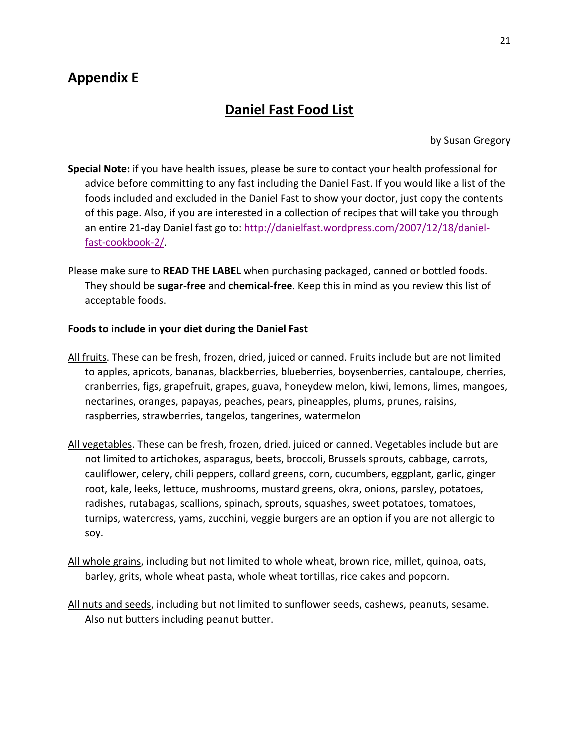## Appendix E

# Daniel Fast Food List

by Susan Gregory

**Special Note:** if you have health issues, please be sure to contact your health professional for advice before committing to any fast including the Daniel Fast. If you would like a list of the foods included and excluded in the Daniel Fast to show your doctor, just copy the contents of this page. Also, if you are interested in a collection of recipes that will take you through an entire 21-day Daniel fast go to: [http://danielfast.wordpress.com/2007/12/18/daniel-fast-cookbook-2/](http://danielfast.wordpress.com/2007/12/18/daniel-fast-cookbook-2/).

Please make sure to **READ THE LABEL** when purchasing packaged, canned or bottled foods. They should be **sugar-free** and **chemical-free**. Keep this in mind as you review this list of acceptable foods.

**Foods to include in your diet during the Daniel Fast**

<u>All fruits</u>. These can be fresh, frozen, dried, juiced or canned. Fruits include but are not limited to apples, apricots, bananas, blackberries, blueberries, boysenberries, cantaloupe, cherries, cranberries, figs, grapefruit, grapes, guava, honeydew melon, kiwi, lemons, limes, mangoes, nectarines, oranges, papayas, peaches, pears, pineapples, plums, prunes, raisins, raspberries, strawberries, tangelos, tangerines, watermelon

<u>All vegetables</u>. These can be fresh, frozen, dried, juiced or canned. Vegetables include but are not limited to artichokes, asparagus, beets, broccoli, Brussels sprouts, cabbage, carrots, cauliflower, celery, chili peppers, collard greens, corn, cucumbers, eggplant, garlic, ginger root, kale, leeks, lettuce, mushrooms, mustard greens, okra, onions, parsley, potatoes, radishes, rutabagas, scallions, spinach, sprouts, squashes, sweet potatoes, tomatoes, turnips, watercress, yams, zucchini, veggie burgers are an option if you are not allergic to soy.

<u>All whole grains</u>, including but not limited to whole wheat, brown rice, millet, quinoa, oats, barley, grits, whole wheat pasta, whole wheat tortillas, rice cakes and popcorn.

<u>All nuts and seeds</u>, including but not limited to sunflower seeds, cashews, peanuts, sesame. Also nut butters including peanut butter.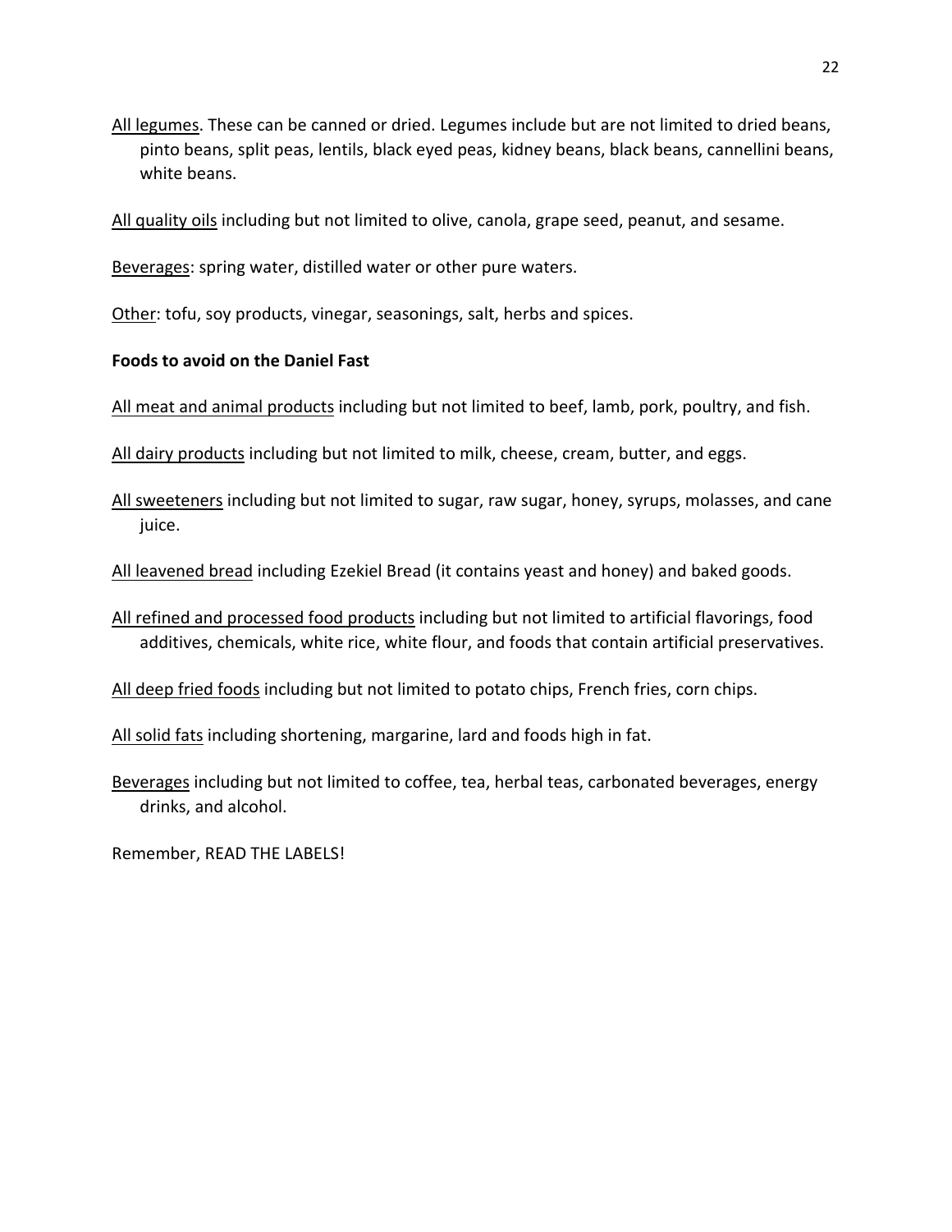All legumes. These can be canned or dried. Legumes include but are not limited to dried beans, pinto beans, split peas, lentils, black eyed peas, kidney beans, black beans, cannellini beans, white beans.

All quality oils including but not limited to olive, canola, grape seed, peanut, and sesame.

Beverages: spring water, distilled water or other pure waters.

Other: tofu, soy products, vinegar, seasonings, salt, herbs and spices.

**Foods to avoid on the Daniel Fast**

All meat and animal products including but not limited to beef, lamb, pork, poultry, and fish.

All dairy products including but not limited to milk, cheese, cream, butter, and eggs.

All sweeteners including but not limited to sugar, raw sugar, honey, syrups, molasses, and cane juice.

All leavened bread including Ezekiel Bread (it contains yeast and honey) and baked goods.

All refined and processed food products including but not limited to artificial flavorings, food additives, chemicals, white rice, white flour, and foods that contain artificial preservatives.

All deep fried foods including but not limited to potato chips, French fries, corn chips.

All solid fats including shortening, margarine, lard and foods high in fat.

Beverages including but not limited to coffee, tea, herbal teas, carbonated beverages, energy drinks, and alcohol.

Remember, READ THE LABELS!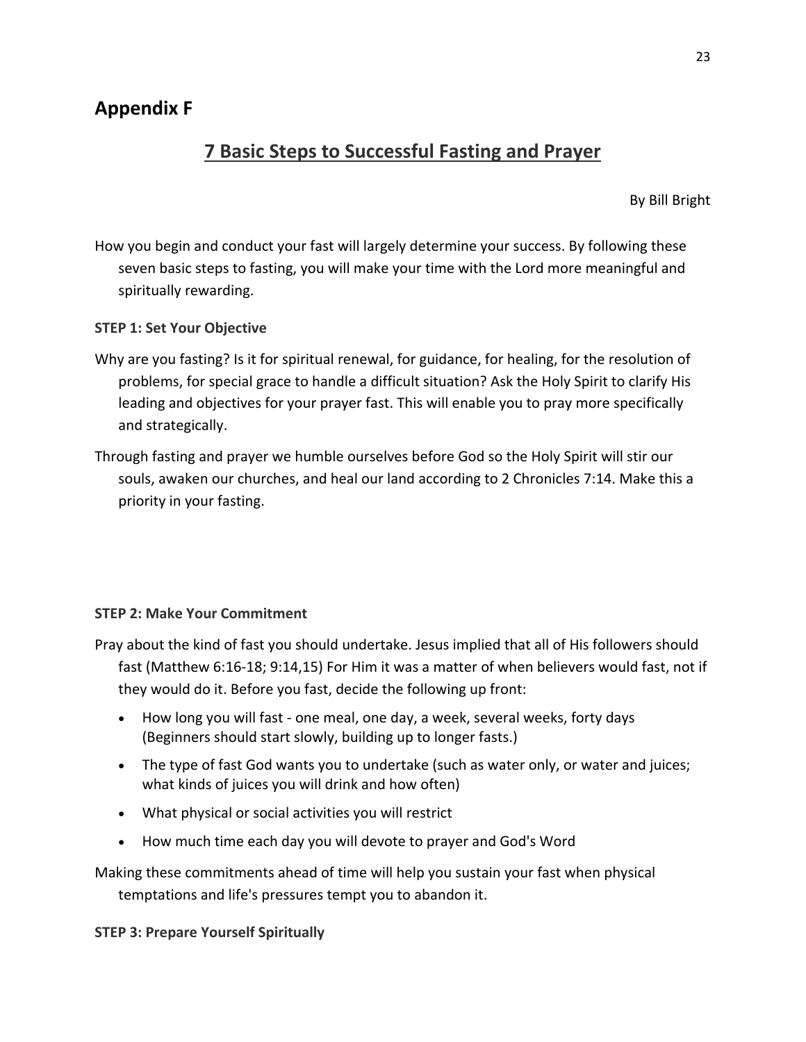## Appendix F

# 7 Basic Steps to Successful Fasting and Prayer

By Bill Bright

How you begin and conduct your fast will largely determine your success. By following these seven basic steps to fasting, you will make your time with the Lord more meaningful and spiritually rewarding.

**STEP 1: Set Your Objective**

Why are you fasting? Is it for spiritual renewal, for guidance, for healing, for the resolution of problems, for special grace to handle a difficult situation? Ask the Holy Spirit to clarify His leading and objectives for your prayer fast. This will enable you to pray more specifically and strategically.

Through fasting and prayer we humble ourselves before God so the Holy Spirit will stir our souls, awaken our churches, and heal our land according to 2 Chronicles 7:14. Make this a priority in your fasting.

**STEP 2: Make Your Commitment**

Pray about the kind of fast you should undertake. Jesus implied that all of His followers should fast (Matthew 6:16-18; 9:14,15) For Him it was a matter of when believers would fast, not if they would do it. Before you fast, decide the following up front:

- How long you will fast - one meal, one day, a week, several weeks, forty days (Beginners should start slowly, building up to longer fasts.)
- The type of fast God wants you to undertake (such as water only, or water and juices; what kinds of juices you will drink and how often)
- What physical or social activities you will restrict
- How much time each day you will devote to prayer and God's Word

Making these commitments ahead of time will help you sustain your fast when physical temptations and life's pressures tempt you to abandon it.

**STEP 3: Prepare Yourself Spiritually**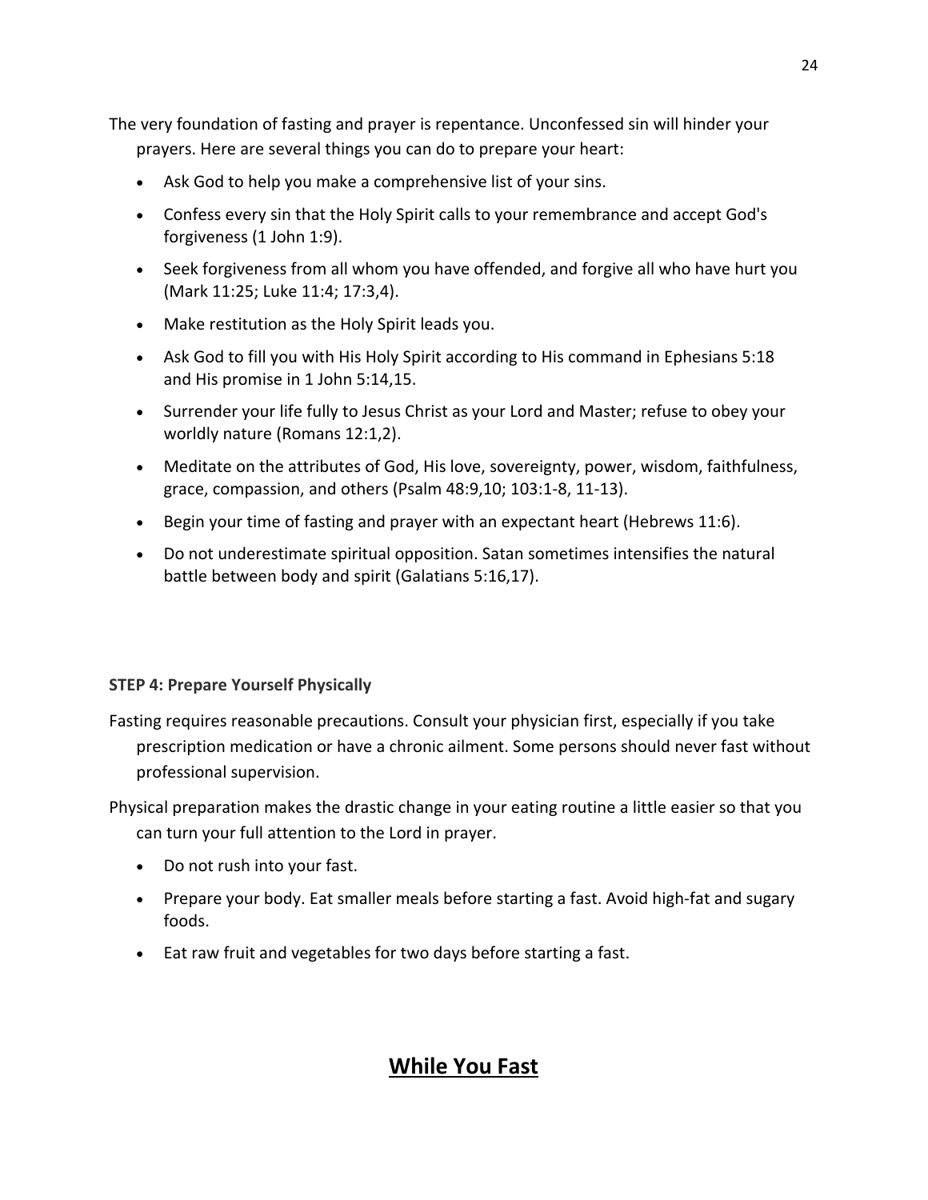The very foundation of fasting and prayer is repentance. Unconfessed sin will hinder your prayers. Here are several things you can do to prepare your heart:

- Ask God to help you make a comprehensive list of your sins.
- Confess every sin that the Holy Spirit calls to your remembrance and accept God's forgiveness (1 John 1:9).
- Seek forgiveness from all whom you have offended, and forgive all who have hurt you (Mark 11:25; Luke 11:4; 17:3,4).
- Make restitution as the Holy Spirit leads you.
- Ask God to fill you with His Holy Spirit according to His command in Ephesians 5:18 and His promise in 1 John 5:14,15.
- Surrender your life fully to Jesus Christ as your Lord and Master; refuse to obey your worldly nature (Romans 12:1,2).
- Meditate on the attributes of God, His love, sovereignty, power, wisdom, faithfulness, grace, compassion, and others (Psalm 48:9,10; 103:1-8, 11-13).
- Begin your time of fasting and prayer with an expectant heart (Hebrews 11:6).
- Do not underestimate spiritual opposition. Satan sometimes intensifies the natural battle between body and spirit (Galatians 5:16,17).

**STEP 4: Prepare Yourself Physically**

Fasting requires reasonable precautions. Consult your physician first, especially if you take prescription medication or have a chronic ailment. Some persons should never fast without professional supervision.

Physical preparation makes the drastic change in your eating routine a little easier so that you can turn your full attention to the Lord in prayer.

- Do not rush into your fast.
- Prepare your body. Eat smaller meals before starting a fast. Avoid high-fat and sugary foods.
- Eat raw fruit and vegetables for two days before starting a fast.

## While You Fast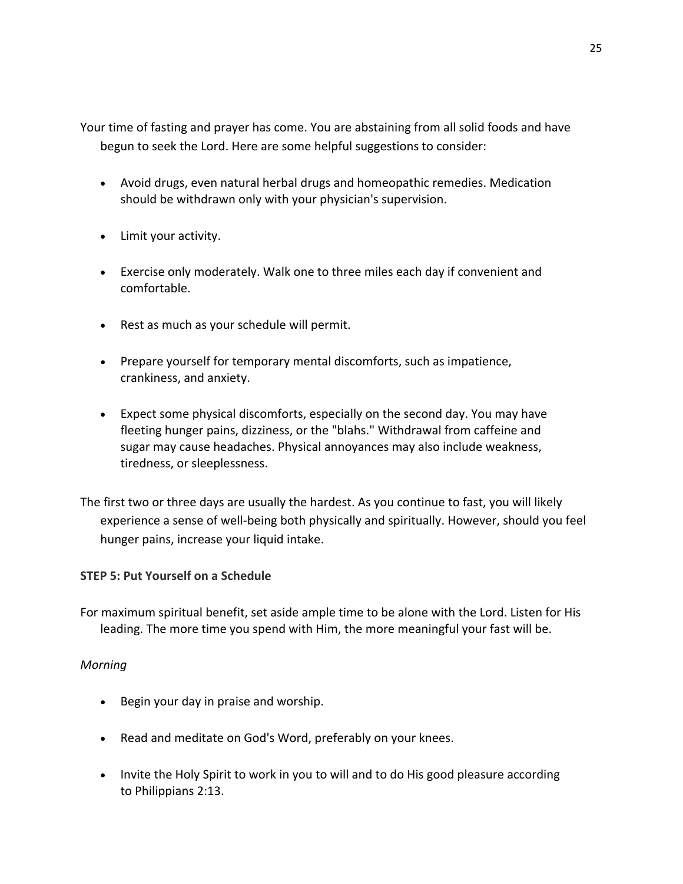Your time of fasting and prayer has come. You are abstaining from all solid foods and have begun to seek the Lord. Here are some helpful suggestions to consider:

- Avoid drugs, even natural herbal drugs and homeopathic remedies. Medication should be withdrawn only with your physician's supervision.
- Limit your activity.
- Exercise only moderately. Walk one to three miles each day if convenient and comfortable.
- Rest as much as your schedule will permit.
- Prepare yourself for temporary mental discomforts, such as impatience, crankiness, and anxiety.
- Expect some physical discomforts, especially on the second day. You may have fleeting hunger pains, dizziness, or the "blahs." Withdrawal from caffeine and sugar may cause headaches. Physical annoyances may also include weakness, tiredness, or sleeplessness.

The first two or three days are usually the hardest. As you continue to fast, you will likely experience a sense of well-being both physically and spiritually. However, should you feel hunger pains, increase your liquid intake.

**STEP 5: Put Yourself on a Schedule**

For maximum spiritual benefit, set aside ample time to be alone with the Lord. Listen for His leading. The more time you spend with Him, the more meaningful your fast will be.

*Morning*

- Begin your day in praise and worship.
- Read and meditate on God's Word, preferably on your knees.
- Invite the Holy Spirit to work in you to will and to do His good pleasure according to Philippians 2:13.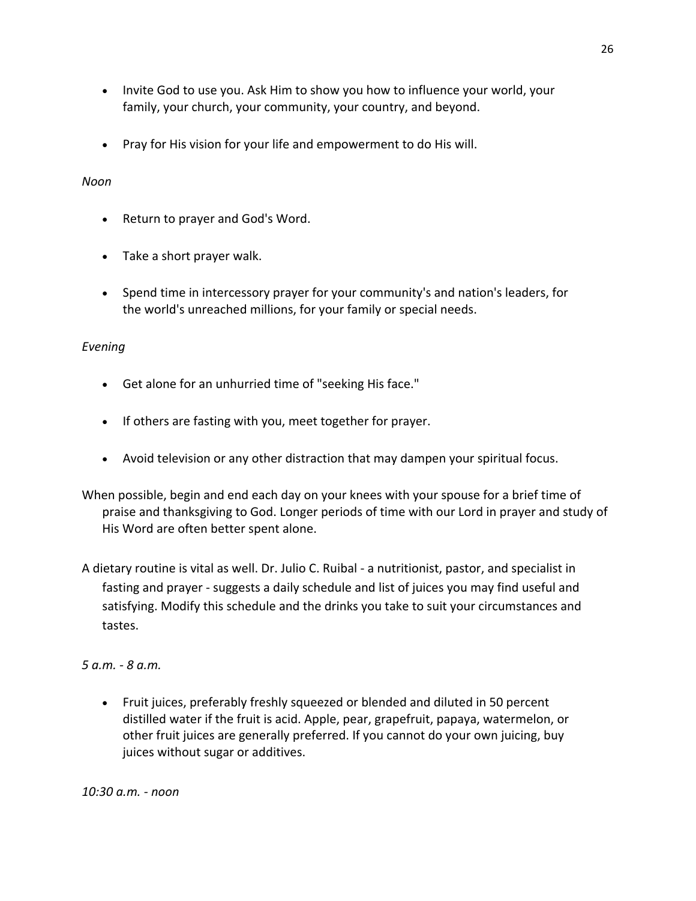- Invite God to use you. Ask Him to show you how to influence your world, your family, your church, your community, your country, and beyond.

- Pray for His vision for your life and empowerment to do His will.

*Noon*

- Return to prayer and God's Word.

- Take a short prayer walk.

- Spend time in intercessory prayer for your community's and nation's leaders, for the world's unreached millions, for your family or special needs.

*Evening*

- Get alone for an unhurried time of "seeking His face."

- If others are fasting with you, meet together for prayer.

- Avoid television or any other distraction that may dampen your spiritual focus.

When possible, begin and end each day on your knees with your spouse for a brief time of praise and thanksgiving to God. Longer periods of time with our Lord in prayer and study of His Word are often better spent alone.

A dietary routine is vital as well. Dr. Julio C. Ruibal - a nutritionist, pastor, and specialist in fasting and prayer - suggests a daily schedule and list of juices you may find useful and satisfying. Modify this schedule and the drinks you take to suit your circumstances and tastes.

*5 a.m. - 8 a.m.*

- Fruit juices, preferably freshly squeezed or blended and diluted in 50 percent distilled water if the fruit is acid. Apple, pear, grapefruit, papaya, watermelon, or other fruit juices are generally preferred. If you cannot do your own juicing, buy juices without sugar or additives.

*10:30 a.m. - noon*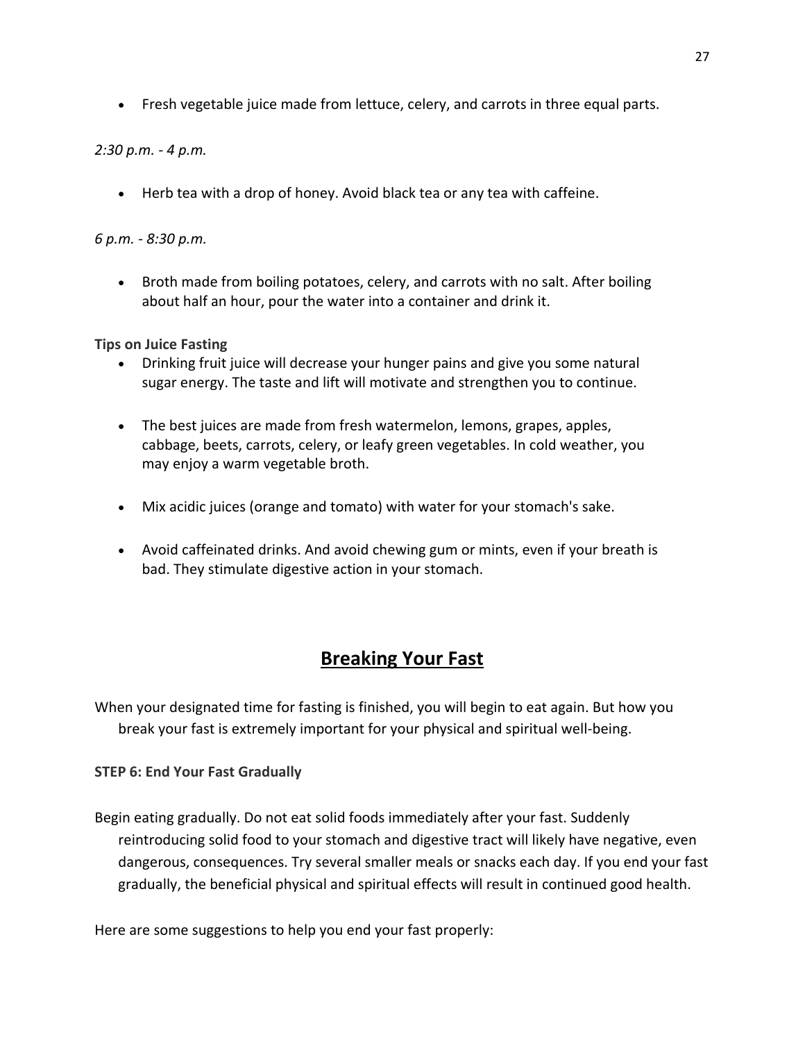- Fresh vegetable juice made from lettuce, celery, and carrots in three equal parts.

*2:30 p.m. - 4 p.m.*

- Herb tea with a drop of honey. Avoid black tea or any tea with caffeine.

*6 p.m. - 8:30 p.m.*

- Broth made from boiling potatoes, celery, and carrots with no salt. After boiling about half an hour, pour the water into a container and drink it.

**Tips on Juice Fasting**

- Drinking fruit juice will decrease your hunger pains and give you some natural sugar energy. The taste and lift will motivate and strengthen you to continue.

- The best juices are made from fresh watermelon, lemons, grapes, apples, cabbage, beets, carrots, celery, or leafy green vegetables. In cold weather, you may enjoy a warm vegetable broth.

- Mix acidic juices (orange and tomato) with water for your stomach's sake.

- Avoid caffeinated drinks. And avoid chewing gum or mints, even if your breath is bad. They stimulate digestive action in your stomach.

## <u>Breaking Your Fast</u>

When your designated time for fasting is finished, you will begin to eat again. But how you break your fast is extremely important for your physical and spiritual well-being.

**STEP 6: End Your Fast Gradually**

Begin eating gradually. Do not eat solid foods immediately after your fast. Suddenly reintroducing solid food to your stomach and digestive tract will likely have negative, even dangerous, consequences. Try several smaller meals or snacks each day. If you end your fast gradually, the beneficial physical and spiritual effects will result in continued good health.

Here are some suggestions to help you end your fast properly: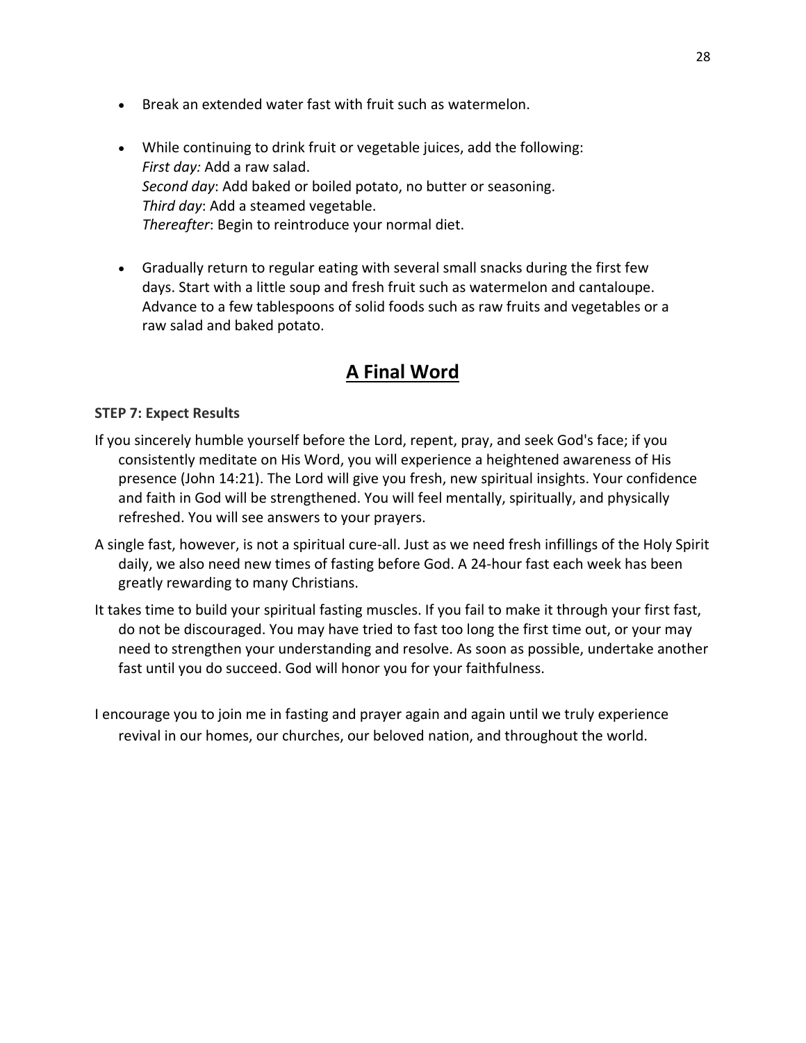- Break an extended water fast with fruit such as watermelon.

- While continuing to drink fruit or vegetable juices, add the following:
  *First day:* Add a raw salad.
  *Second day*: Add baked or boiled potato, no butter or seasoning.
  *Third day*: Add a steamed vegetable.
  *Thereafter*: Begin to reintroduce your normal diet.

- Gradually return to regular eating with several small snacks during the first few days. Start with a little soup and fresh fruit such as watermelon and cantaloupe. Advance to a few tablespoons of solid foods such as raw fruits and vegetables or a raw salad and baked potato.

## A Final Word

**STEP 7: Expect Results**

If you sincerely humble yourself before the Lord, repent, pray, and seek God's face; if you consistently meditate on His Word, you will experience a heightened awareness of His presence (John 14:21). The Lord will give you fresh, new spiritual insights. Your confidence and faith in God will be strengthened. You will feel mentally, spiritually, and physically refreshed. You will see answers to your prayers.

A single fast, however, is not a spiritual cure-all. Just as we need fresh infillings of the Holy Spirit daily, we also need new times of fasting before God. A 24-hour fast each week has been greatly rewarding to many Christians.

It takes time to build your spiritual fasting muscles. If you fail to make it through your first fast, do not be discouraged. You may have tried to fast too long the first time out, or your may need to strengthen your understanding and resolve. As soon as possible, undertake another fast until you do succeed. God will honor you for your faithfulness.

I encourage you to join me in fasting and prayer again and again until we truly experience revival in our homes, our churches, our beloved nation, and throughout the world.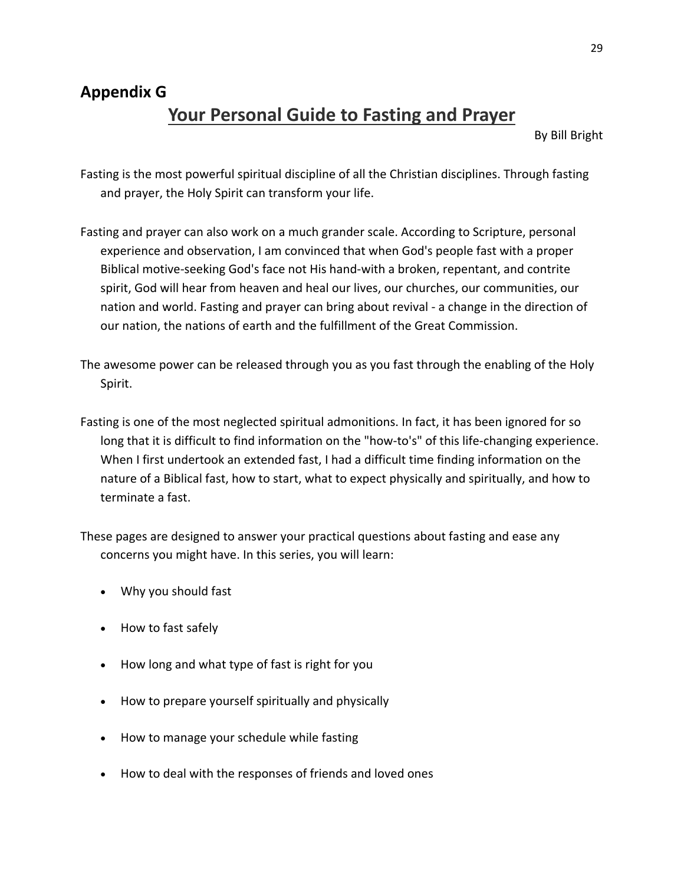## Appendix G

# Your Personal Guide to Fasting and Prayer

By Bill Bright

Fasting is the most powerful spiritual discipline of all the Christian disciplines. Through fasting and prayer, the Holy Spirit can transform your life.

Fasting and prayer can also work on a much grander scale. According to Scripture, personal experience and observation, I am convinced that when God's people fast with a proper Biblical motive-seeking God's face not His hand-with a broken, repentant, and contrite spirit, God will hear from heaven and heal our lives, our churches, our communities, our nation and world. Fasting and prayer can bring about revival - a change in the direction of our nation, the nations of earth and the fulfillment of the Great Commission.

The awesome power can be released through you as you fast through the enabling of the Holy Spirit.

Fasting is one of the most neglected spiritual admonitions. In fact, it has been ignored for so long that it is difficult to find information on the "how-to's" of this life-changing experience. When I first undertook an extended fast, I had a difficult time finding information on the nature of a Biblical fast, how to start, what to expect physically and spiritually, and how to terminate a fast.

These pages are designed to answer your practical questions about fasting and ease any concerns you might have. In this series, you will learn:

- Why you should fast
- How to fast safely
- How long and what type of fast is right for you
- How to prepare yourself spiritually and physically
- How to manage your schedule while fasting
- How to deal with the responses of friends and loved ones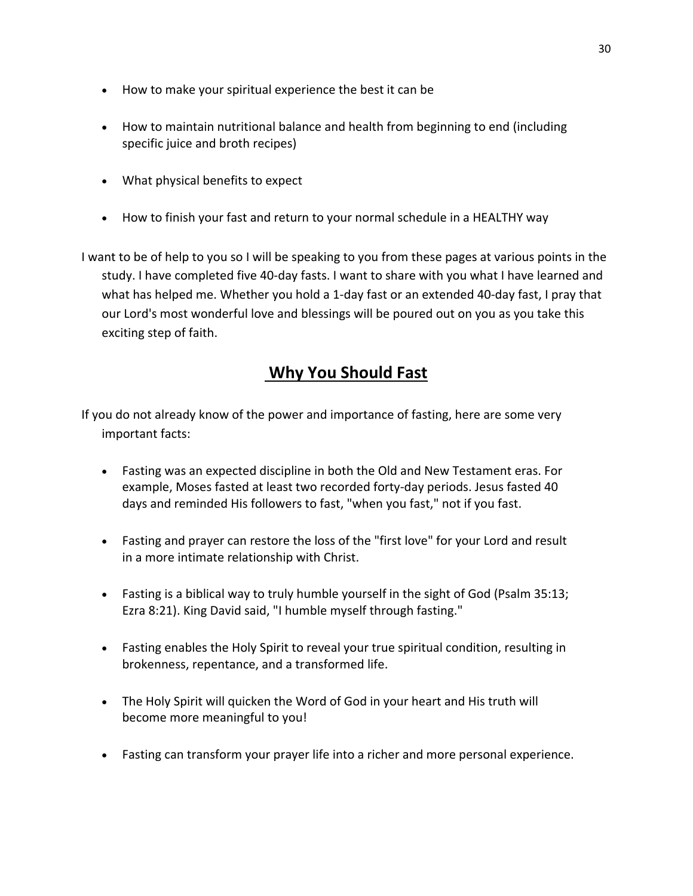- How to make your spiritual experience the best it can be
- How to maintain nutritional balance and health from beginning to end (including specific juice and broth recipes)
- What physical benefits to expect
- How to finish your fast and return to your normal schedule in a HEALTHY way

I want to be of help to you so I will be speaking to you from these pages at various points in the study. I have completed five 40-day fasts. I want to share with you what I have learned and what has helped me. Whether you hold a 1-day fast or an extended 40-day fast, I pray that our Lord's most wonderful love and blessings will be poured out on you as you take this exciting step of faith.

## Why You Should Fast

If you do not already know of the power and importance of fasting, here are some very important facts:

- Fasting was an expected discipline in both the Old and New Testament eras. For example, Moses fasted at least two recorded forty-day periods. Jesus fasted 40 days and reminded His followers to fast, "when you fast," not if you fast.
- Fasting and prayer can restore the loss of the "first love" for your Lord and result in a more intimate relationship with Christ.
- Fasting is a biblical way to truly humble yourself in the sight of God (Psalm 35:13; Ezra 8:21). King David said, "I humble myself through fasting."
- Fasting enables the Holy Spirit to reveal your true spiritual condition, resulting in brokenness, repentance, and a transformed life.
- The Holy Spirit will quicken the Word of God in your heart and His truth will become more meaningful to you!
- Fasting can transform your prayer life into a richer and more personal experience.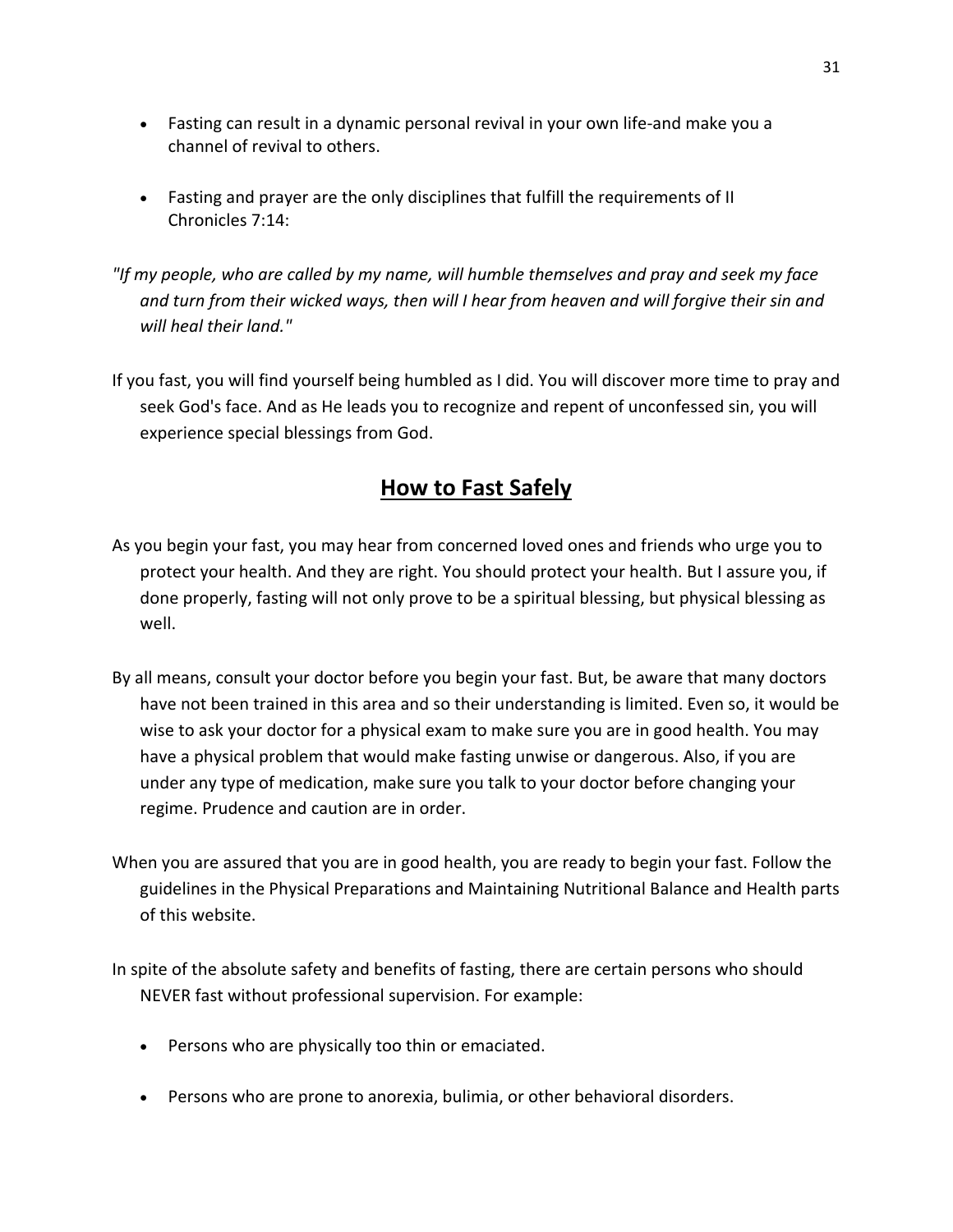- Fasting can result in a dynamic personal revival in your own life-and make you a channel of revival to others.

- Fasting and prayer are the only disciplines that fulfill the requirements of II Chronicles 7:14:

*"If my people, who are called by my name, will humble themselves and pray and seek my face and turn from their wicked ways, then will I hear from heaven and will forgive their sin and will heal their land."*

If you fast, you will find yourself being humbled as I did. You will discover more time to pray and seek God's face. And as He leads you to recognize and repent of unconfessed sin, you will experience special blessings from God.

## How to Fast Safely

As you begin your fast, you may hear from concerned loved ones and friends who urge you to protect your health. And they are right. You should protect your health. But I assure you, if done properly, fasting will not only prove to be a spiritual blessing, but physical blessing as well.

By all means, consult your doctor before you begin your fast. But, be aware that many doctors have not been trained in this area and so their understanding is limited. Even so, it would be wise to ask your doctor for a physical exam to make sure you are in good health. You may have a physical problem that would make fasting unwise or dangerous. Also, if you are under any type of medication, make sure you talk to your doctor before changing your regime. Prudence and caution are in order.

When you are assured that you are in good health, you are ready to begin your fast. Follow the guidelines in the Physical Preparations and Maintaining Nutritional Balance and Health parts of this website.

In spite of the absolute safety and benefits of fasting, there are certain persons who should NEVER fast without professional supervision. For example:

- Persons who are physically too thin or emaciated.

- Persons who are prone to anorexia, bulimia, or other behavioral disorders.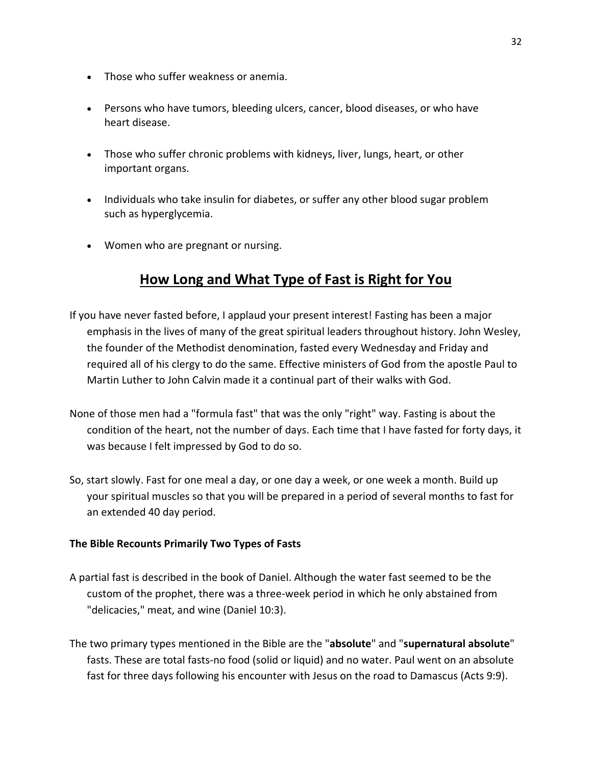- Those who suffer weakness or anemia.
- Persons who have tumors, bleeding ulcers, cancer, blood diseases, or who have heart disease.
- Those who suffer chronic problems with kidneys, liver, lungs, heart, or other important organs.
- Individuals who take insulin for diabetes, or suffer any other blood sugar problem such as hyperglycemia.
- Women who are pregnant or nursing.

## How Long and What Type of Fast is Right for You

If you have never fasted before, I applaud your present interest! Fasting has been a major emphasis in the lives of many of the great spiritual leaders throughout history. John Wesley, the founder of the Methodist denomination, fasted every Wednesday and Friday and required all of his clergy to do the same. Effective ministers of God from the apostle Paul to Martin Luther to John Calvin made it a continual part of their walks with God.

None of those men had a "formula fast" that was the only "right" way. Fasting is about the condition of the heart, not the number of days. Each time that I have fasted for forty days, it was because I felt impressed by God to do so.

So, start slowly. Fast for one meal a day, or one day a week, or one week a month. Build up your spiritual muscles so that you will be prepared in a period of several months to fast for an extended 40 day period.

**The Bible Recounts Primarily Two Types of Fasts**

A partial fast is described in the book of Daniel. Although the water fast seemed to be the custom of the prophet, there was a three-week period in which he only abstained from "delicacies," meat, and wine (Daniel 10:3).

The two primary types mentioned in the Bible are the "**absolute**" and "**supernatural absolute**" fasts. These are total fasts-no food (solid or liquid) and no water. Paul went on an absolute fast for three days following his encounter with Jesus on the road to Damascus (Acts 9:9).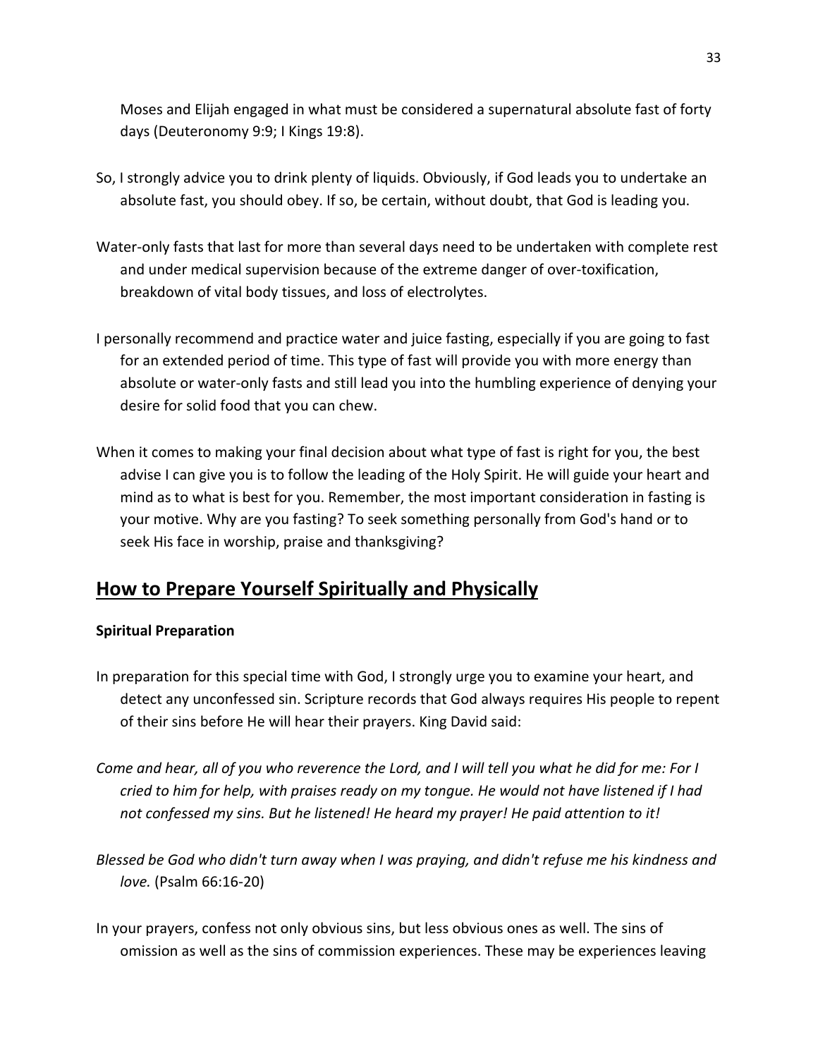Moses and Elijah engaged in what must be considered a supernatural absolute fast of forty days (Deuteronomy 9:9; I Kings 19:8).

So, I strongly advice you to drink plenty of liquids. Obviously, if God leads you to undertake an absolute fast, you should obey. If so, be certain, without doubt, that God is leading you.

Water-only fasts that last for more than several days need to be undertaken with complete rest and under medical supervision because of the extreme danger of over-toxification, breakdown of vital body tissues, and loss of electrolytes.

I personally recommend and practice water and juice fasting, especially if you are going to fast for an extended period of time. This type of fast will provide you with more energy than absolute or water-only fasts and still lead you into the humbling experience of denying your desire for solid food that you can chew.

When it comes to making your final decision about what type of fast is right for you, the best advise I can give you is to follow the leading of the Holy Spirit. He will guide your heart and mind as to what is best for you. Remember, the most important consideration in fasting is your motive. Why are you fasting? To seek something personally from God's hand or to seek His face in worship, praise and thanksgiving?

## How to Prepare Yourself Spiritually and Physically

**Spiritual Preparation**

In preparation for this special time with God, I strongly urge you to examine your heart, and detect any unconfessed sin. Scripture records that God always requires His people to repent of their sins before He will hear their prayers. King David said:

*Come and hear, all of you who reverence the Lord, and I will tell you what he did for me: For I cried to him for help, with praises ready on my tongue. He would not have listened if I had not confessed my sins. But he listened! He heard my prayer! He paid attention to it!*

*Blessed be God who didn't turn away when I was praying, and didn't refuse me his kindness and love.* (Psalm 66:16-20)

In your prayers, confess not only obvious sins, but less obvious ones as well. The sins of omission as well as the sins of commission experiences. These may be experiences leaving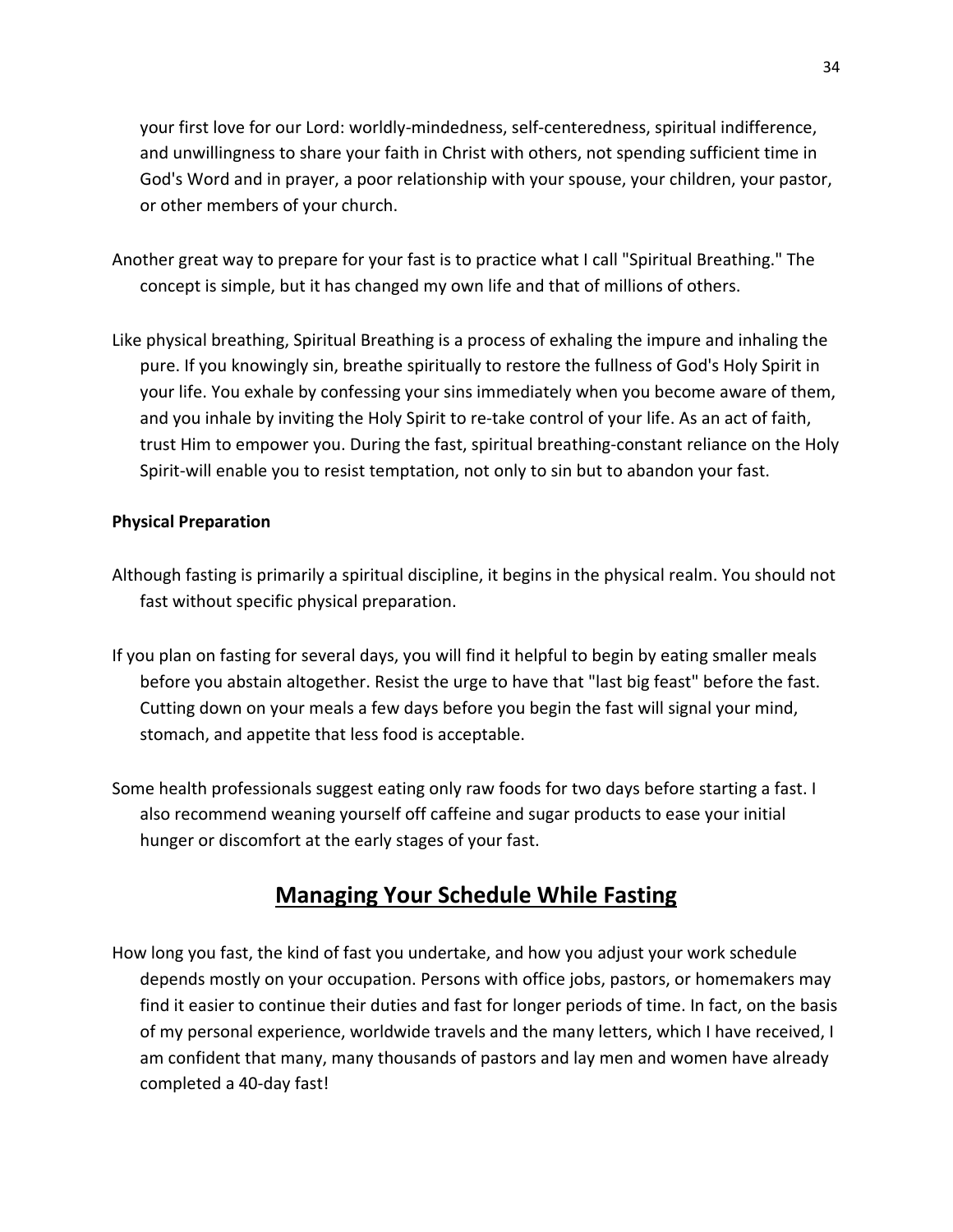your first love for our Lord: worldly-mindedness, self-centeredness, spiritual indifference, and unwillingness to share your faith in Christ with others, not spending sufficient time in God's Word and in prayer, a poor relationship with your spouse, your children, your pastor, or other members of your church.

Another great way to prepare for your fast is to practice what I call "Spiritual Breathing." The concept is simple, but it has changed my own life and that of millions of others.

Like physical breathing, Spiritual Breathing is a process of exhaling the impure and inhaling the pure. If you knowingly sin, breathe spiritually to restore the fullness of God's Holy Spirit in your life. You exhale by confessing your sins immediately when you become aware of them, and you inhale by inviting the Holy Spirit to re-take control of your life. As an act of faith, trust Him to empower you. During the fast, spiritual breathing-constant reliance on the Holy Spirit-will enable you to resist temptation, not only to sin but to abandon your fast.

**Physical Preparation**

Although fasting is primarily a spiritual discipline, it begins in the physical realm. You should not fast without specific physical preparation.

If you plan on fasting for several days, you will find it helpful to begin by eating smaller meals before you abstain altogether. Resist the urge to have that "last big feast" before the fast. Cutting down on your meals a few days before you begin the fast will signal your mind, stomach, and appetite that less food is acceptable.

Some health professionals suggest eating only raw foods for two days before starting a fast. I also recommend weaning yourself off caffeine and sugar products to ease your initial hunger or discomfort at the early stages of your fast.

## Managing Your Schedule While Fasting

How long you fast, the kind of fast you undertake, and how you adjust your work schedule depends mostly on your occupation. Persons with office jobs, pastors, or homemakers may find it easier to continue their duties and fast for longer periods of time. In fact, on the basis of my personal experience, worldwide travels and the many letters, which I have received, I am confident that many, many thousands of pastors and lay men and women have already completed a 40-day fast!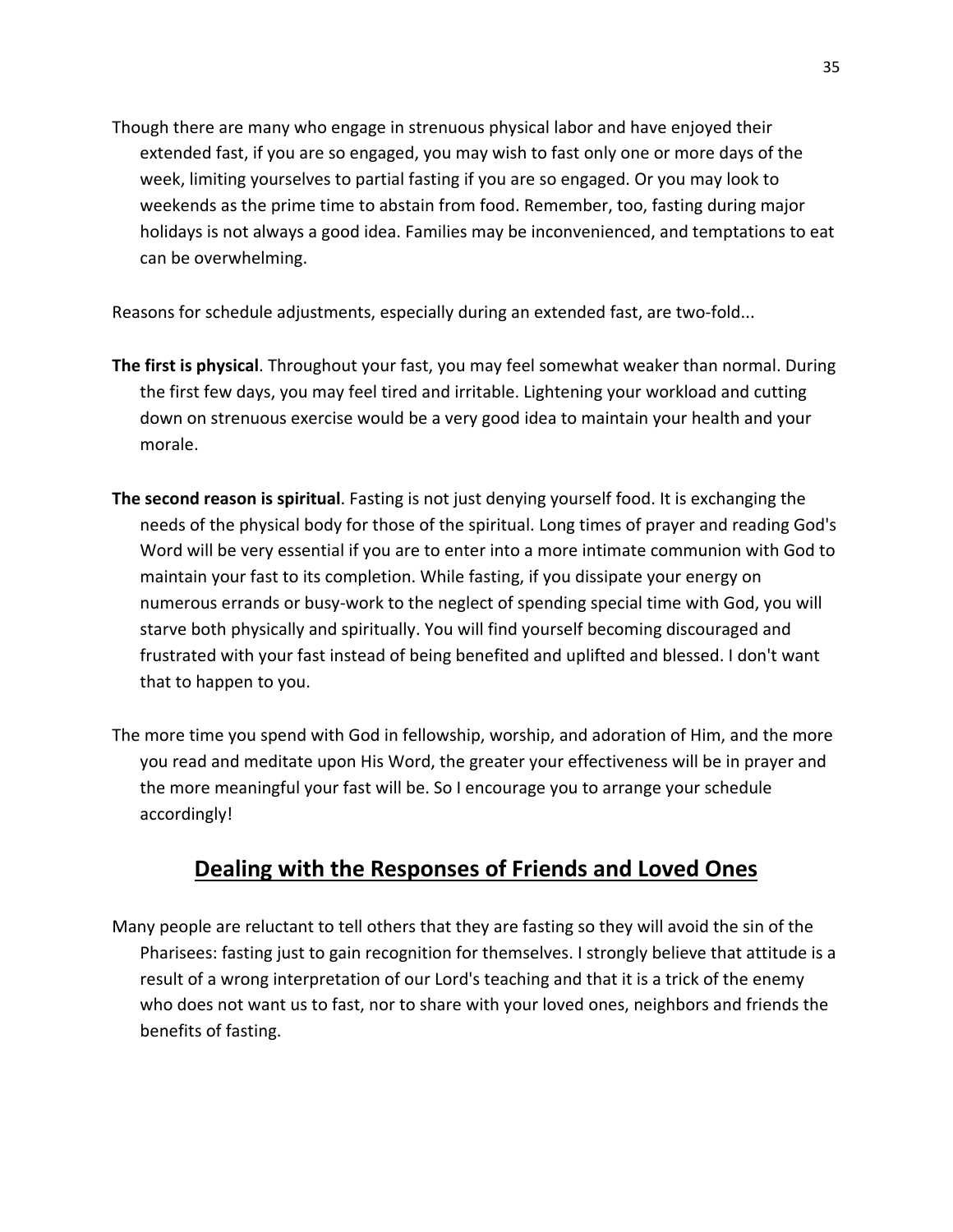Though there are many who engage in strenuous physical labor and have enjoyed their extended fast, if you are so engaged, you may wish to fast only one or more days of the week, limiting yourselves to partial fasting if you are so engaged. Or you may look to weekends as the prime time to abstain from food. Remember, too, fasting during major holidays is not always a good idea. Families may be inconvenienced, and temptations to eat can be overwhelming.

Reasons for schedule adjustments, especially during an extended fast, are two-fold...

**The first is physical**. Throughout your fast, you may feel somewhat weaker than normal. During the first few days, you may feel tired and irritable. Lightening your workload and cutting down on strenuous exercise would be a very good idea to maintain your health and your morale.

**The second reason is spiritual**. Fasting is not just denying yourself food. It is exchanging the needs of the physical body for those of the spiritual. Long times of prayer and reading God's Word will be very essential if you are to enter into a more intimate communion with God to maintain your fast to its completion. While fasting, if you dissipate your energy on numerous errands or busy-work to the neglect of spending special time with God, you will starve both physically and spiritually. You will find yourself becoming discouraged and frustrated with your fast instead of being benefited and uplifted and blessed. I don't want that to happen to you.

The more time you spend with God in fellowship, worship, and adoration of Him, and the more you read and meditate upon His Word, the greater your effectiveness will be in prayer and the more meaningful your fast will be. So I encourage you to arrange your schedule accordingly!

## Dealing with the Responses of Friends and Loved Ones

Many people are reluctant to tell others that they are fasting so they will avoid the sin of the Pharisees: fasting just to gain recognition for themselves. I strongly believe that attitude is a result of a wrong interpretation of our Lord's teaching and that it is a trick of the enemy who does not want us to fast, nor to share with your loved ones, neighbors and friends the benefits of fasting.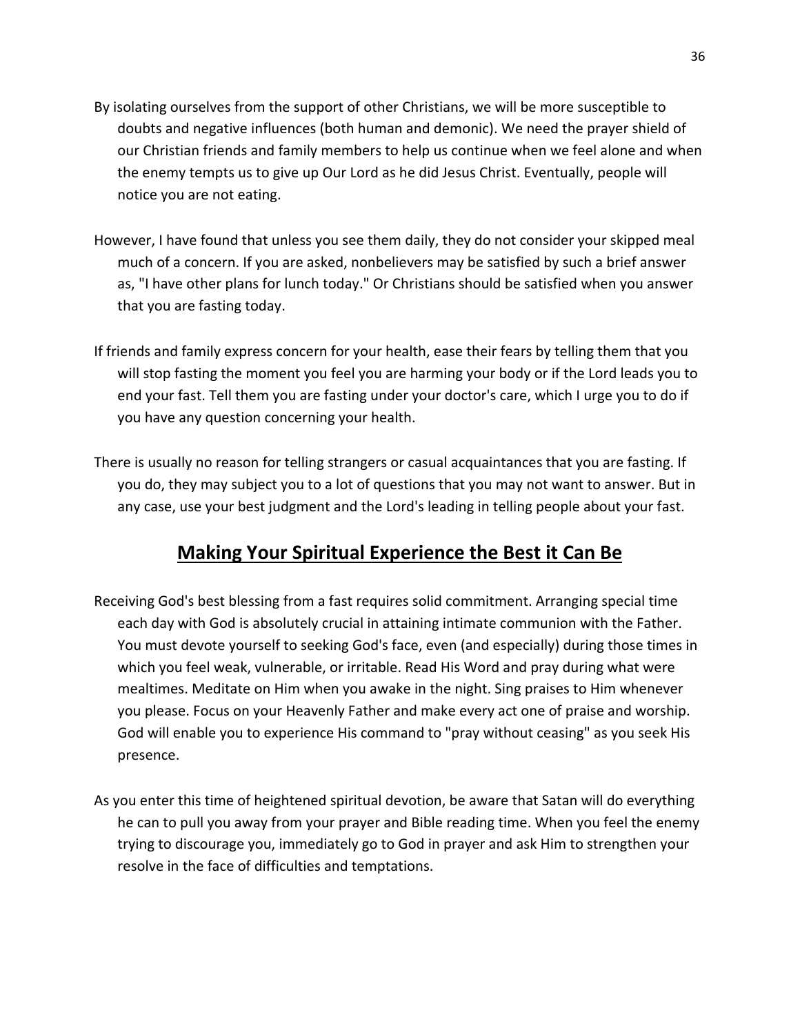By isolating ourselves from the support of other Christians, we will be more susceptible to doubts and negative influences (both human and demonic). We need the prayer shield of our Christian friends and family members to help us continue when we feel alone and when the enemy tempts us to give up Our Lord as he did Jesus Christ. Eventually, people will notice you are not eating.

However, I have found that unless you see them daily, they do not consider your skipped meal much of a concern. If you are asked, nonbelievers may be satisfied by such a brief answer as, "I have other plans for lunch today." Or Christians should be satisfied when you answer that you are fasting today.

If friends and family express concern for your health, ease their fears by telling them that you will stop fasting the moment you feel you are harming your body or if the Lord leads you to end your fast. Tell them you are fasting under your doctor's care, which I urge you to do if you have any question concerning your health.

There is usually no reason for telling strangers or casual acquaintances that you are fasting. If you do, they may subject you to a lot of questions that you may not want to answer. But in any case, use your best judgment and the Lord's leading in telling people about your fast.

## Making Your Spiritual Experience the Best it Can Be

Receiving God's best blessing from a fast requires solid commitment. Arranging special time each day with God is absolutely crucial in attaining intimate communion with the Father. You must devote yourself to seeking God's face, even (and especially) during those times in which you feel weak, vulnerable, or irritable. Read His Word and pray during what were mealtimes. Meditate on Him when you awake in the night. Sing praises to Him whenever you please. Focus on your Heavenly Father and make every act one of praise and worship. God will enable you to experience His command to "pray without ceasing" as you seek His presence.

As you enter this time of heightened spiritual devotion, be aware that Satan will do everything he can to pull you away from your prayer and Bible reading time. When you feel the enemy trying to discourage you, immediately go to God in prayer and ask Him to strengthen your resolve in the face of difficulties and temptations.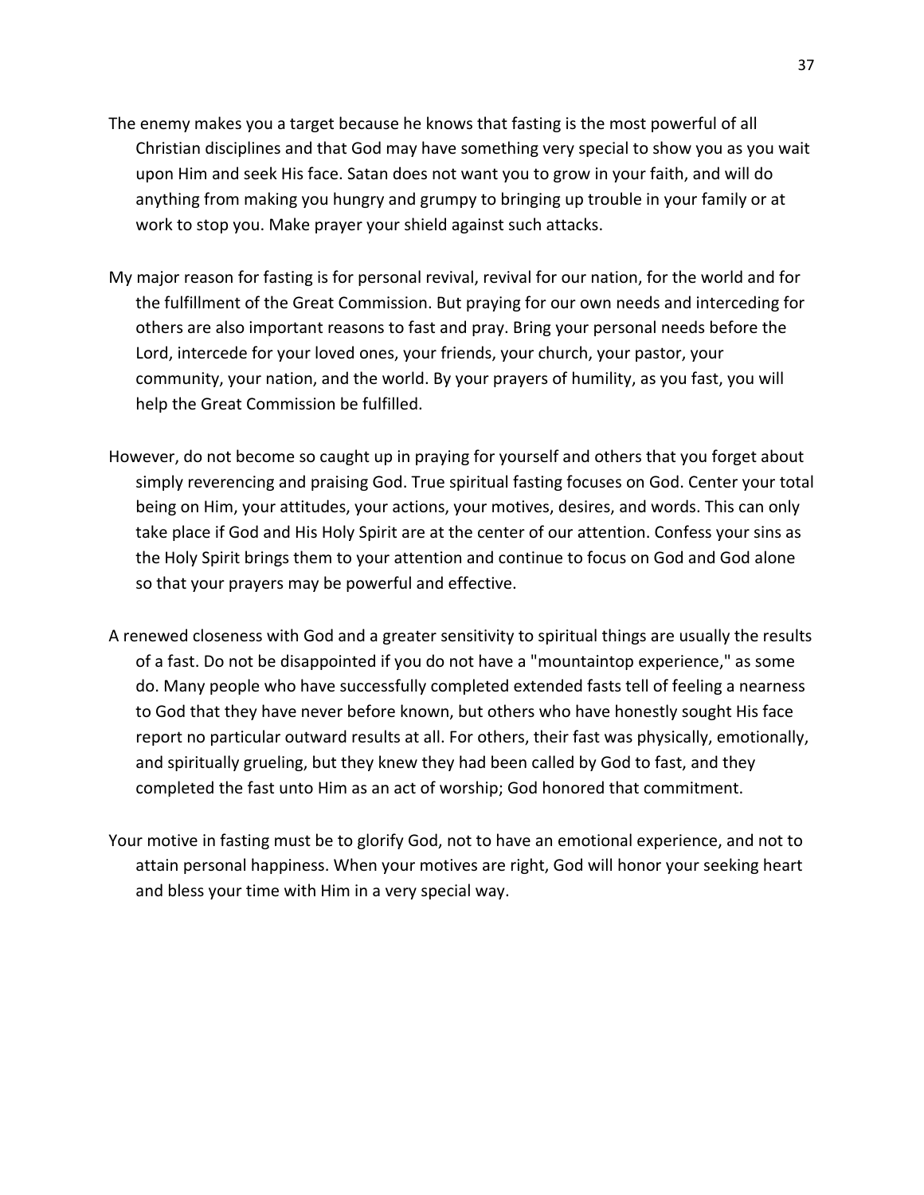The enemy makes you a target because he knows that fasting is the most powerful of all Christian disciplines and that God may have something very special to show you as you wait upon Him and seek His face. Satan does not want you to grow in your faith, and will do anything from making you hungry and grumpy to bringing up trouble in your family or at work to stop you. Make prayer your shield against such attacks.

My major reason for fasting is for personal revival, revival for our nation, for the world and for the fulfillment of the Great Commission. But praying for our own needs and interceding for others are also important reasons to fast and pray. Bring your personal needs before the Lord, intercede for your loved ones, your friends, your church, your pastor, your community, your nation, and the world. By your prayers of humility, as you fast, you will help the Great Commission be fulfilled.

However, do not become so caught up in praying for yourself and others that you forget about simply reverencing and praising God. True spiritual fasting focuses on God. Center your total being on Him, your attitudes, your actions, your motives, desires, and words. This can only take place if God and His Holy Spirit are at the center of our attention. Confess your sins as the Holy Spirit brings them to your attention and continue to focus on God and God alone so that your prayers may be powerful and effective.

A renewed closeness with God and a greater sensitivity to spiritual things are usually the results of a fast. Do not be disappointed if you do not have a "mountaintop experience," as some do. Many people who have successfully completed extended fasts tell of feeling a nearness to God that they have never before known, but others who have honestly sought His face report no particular outward results at all. For others, their fast was physically, emotionally, and spiritually grueling, but they knew they had been called by God to fast, and they completed the fast unto Him as an act of worship; God honored that commitment.

Your motive in fasting must be to glorify God, not to have an emotional experience, and not to attain personal happiness. When your motives are right, God will honor your seeking heart and bless your time with Him in a very special way.